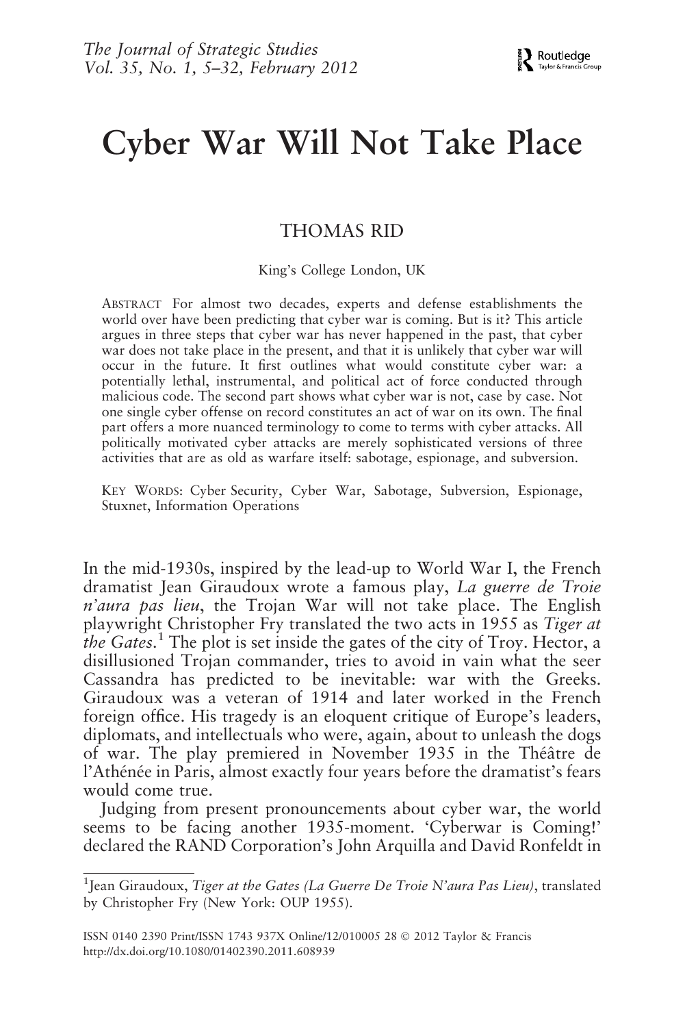# Cyber War Will Not Take Place

THOMAS RID

King's College London, UK

ABSTRACT For almost two decades, experts and defense establishments the world over have been predicting that cyber war is coming. But is it? This article argues in three steps that cyber war has never happened in the past, that cyber war does not take place in the present, and that it is unlikely that cyber war will occur in the future. It first outlines what would constitute cyber war: a potentially lethal, instrumental, and political act of force conducted through malicious code. The second part shows what cyber war is not, case by case. Not one single cyber offense on record constitutes an act of war on its own. The final part offers a more nuanced terminology to come to terms with cyber attacks. All politically motivated cyber attacks are merely sophisticated versions of three activities that are as old as warfare itself: sabotage, espionage, and subversion.

KEY WORDS: Cyber Security, Cyber War, Sabotage, Subversion, Espionage, Stuxnet, Information Operations

In the mid-1930s, inspired by the lead-up to World War I, the French dramatist Jean Giraudoux wrote a famous play, *La guerre de Troie n'aura pas lieu*, the Trojan War will not take place. The English playwright Christopher Fry translated the two acts in 1955 as *Tiger at the Gates*.[1] The plot is set inside the gates of the city of Troy. Hector, a disillusioned Trojan commander, tries to avoid in vain what the seer Cassandra has predicted to be inevitable: war with the Greeks. Giraudoux was a veteran of 1914 and later worked in the French foreign office. His tragedy is an eloquent critique of Europe's leaders, diplomats, and intellectuals who were, again, about to unleash the dogs of war. The play premiered in November 1935 in the Théâtre de l'Athénée in Paris, almost exactly four years before the dramatist's fears would come true.

Judging from present pronouncements about cyber war, the world seems to be facing another 1935-moment. 'Cyberwar is Coming!' declared the RAND Corporation's John Arquilla and David Ronfeldt in

[1] Jean Giraudoux, *Tiger at the Gates (La Guerre De Troie N'aura Pas Lieu)*, translated by Christopher Fry (New York: OUP 1955).

ISSN 0140 2390 Print/ISSN 1743 937X Online/12/010005 28 © 2012 Taylor & Francis
http://dx.doi.org/10.1080/01402390.2011.608939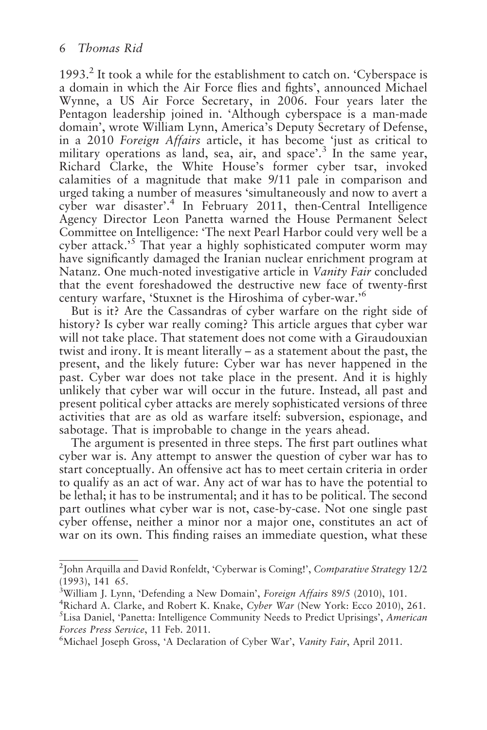1993.[2] It took a while for the establishment to catch on. 'Cyberspace is a domain in which the Air Force flies and fights', announced Michael Wynne, a US Air Force Secretary, in 2006. Four years later the Pentagon leadership joined in. 'Although cyberspace is a man-made domain', wrote William Lynn, America's Deputy Secretary of Defense, in a 2010 *Foreign Affairs* article, it has become 'just as critical to military operations as land, sea, air, and space'.[3] In the same year, Richard Clarke, the White House's former cyber tsar, invoked calamities of a magnitude that make 9/11 pale in comparison and urged taking a number of measures 'simultaneously and now to avert a cyber war disaster'.[4] In February 2011, then-Central Intelligence Agency Director Leon Panetta warned the House Permanent Select Committee on Intelligence: 'The next Pearl Harbor could very well be a cyber attack.'[5] That year a highly sophisticated computer worm may have significantly damaged the Iranian nuclear enrichment program at Natanz. One much-noted investigative article in *Vanity Fair* concluded that the event foreshadowed the destructive new face of twenty-first century warfare, 'Stuxnet is the Hiroshima of cyber-war.'[6]

But is it? Are the Cassandras of cyber warfare on the right side of history? Is cyber war really coming? This article argues that cyber war will not take place. That statement does not come with a Giraudouxian twist and irony. It is meant literally – as a statement about the past, the present, and the likely future: Cyber war has never happened in the past. Cyber war does not take place in the present. And it is highly unlikely that cyber war will occur in the future. Instead, all past and present political cyber attacks are merely sophisticated versions of three activities that are as old as warfare itself: subversion, espionage, and sabotage. That is improbable to change in the years ahead.

The argument is presented in three steps. The first part outlines what cyber war is. Any attempt to answer the question of cyber war has to start conceptually. An offensive act has to meet certain criteria in order to qualify as an act of war. Any act of war has to have the potential to be lethal; it has to be instrumental; and it has to be political. The second part outlines what cyber war is not, case-by-case. Not one single past cyber offense, neither a minor nor a major one, constitutes an act of war on its own. This finding raises an immediate question, what these

---

[2] John Arquilla and David Ronfeldt, 'Cyberwar is Coming!', *Comparative Strategy* 12/2 (1993), 141 65.

[3] William J. Lynn, 'Defending a New Domain', *Foreign Affairs* 89/5 (2010), 101.

[4] Richard A. Clarke, and Robert K. Knake, *Cyber War* (New York: Ecco 2010), 261.

[5] Lisa Daniel, 'Panetta: Intelligence Community Needs to Predict Uprisings', *American Forces Press Service*, 11 Feb. 2011.

[6] Michael Joseph Gross, 'A Declaration of Cyber War', *Vanity Fair*, April 2011.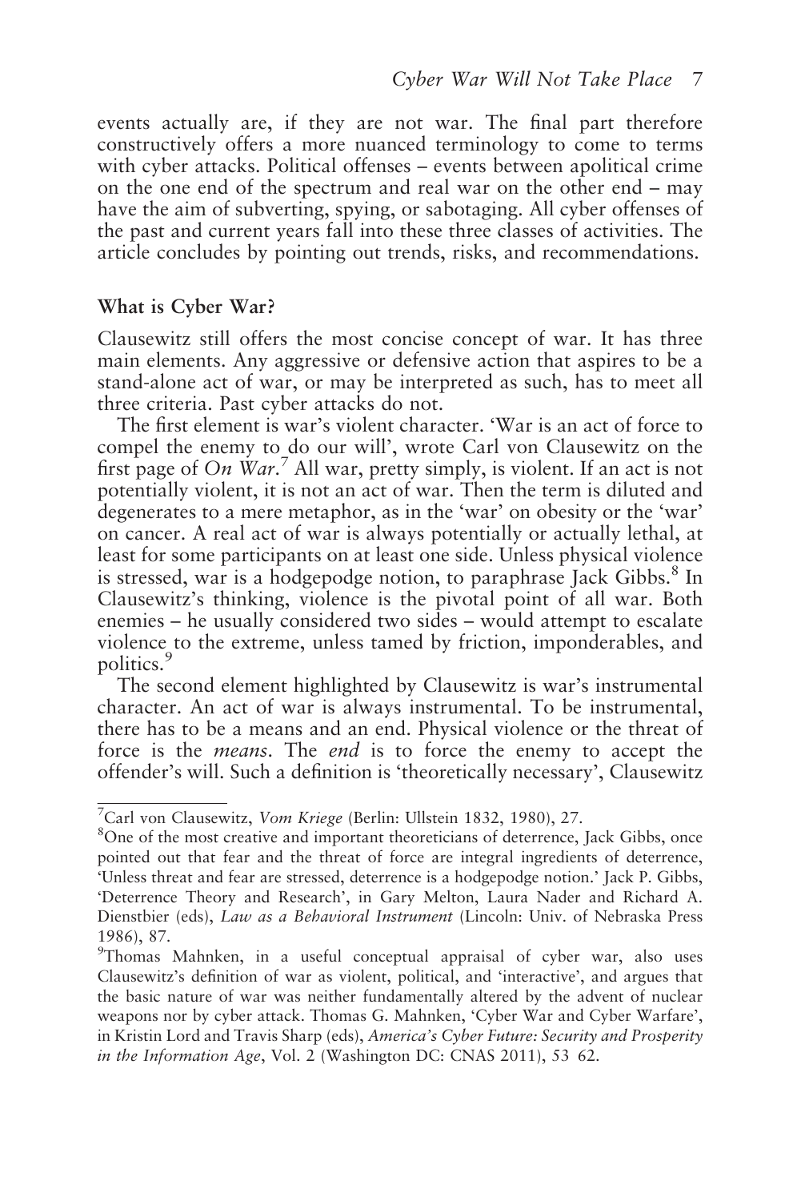events actually are, if they are not war. The final part therefore constructively offers a more nuanced terminology to come to terms with cyber attacks. Political offenses – events between apolitical crime on the one end of the spectrum and real war on the other end – may have the aim of subverting, spying, or sabotaging. All cyber offenses of the past and current years fall into these three classes of activities. The article concludes by pointing out trends, risks, and recommendations.

## What is Cyber War?

Clausewitz still offers the most concise concept of war. It has three main elements. Any aggressive or defensive action that aspires to be a stand-alone act of war, or may be interpreted as such, has to meet all three criteria. Past cyber attacks do not.

The first element is war's violent character. 'War is an act of force to compel the enemy to do our will', wrote Carl von Clausewitz on the first page of *On War*.[7] All war, pretty simply, is violent. If an act is not potentially violent, it is not an act of war. Then the term is diluted and degenerates to a mere metaphor, as in the 'war' on obesity or the 'war' on cancer. A real act of war is always potentially or actually lethal, at least for some participants on at least one side. Unless physical violence is stressed, war is a hodgepodge notion, to paraphrase Jack Gibbs.[8] In Clausewitz's thinking, violence is the pivotal point of all war. Both enemies – he usually considered two sides – would attempt to escalate violence to the extreme, unless tamed by friction, imponderables, and politics.[9]

The second element highlighted by Clausewitz is war's instrumental character. An act of war is always instrumental. To be instrumental, there has to be a means and an end. Physical violence or the threat of force is the *means*. The *end* is to force the enemy to accept the offender's will. Such a definition is 'theoretically necessary', Clausewitz

---

[7] Carl von Clausewitz, *Vom Kriege* (Berlin: Ullstein 1832, 1980), 27.

[8] One of the most creative and important theoreticians of deterrence, Jack Gibbs, once pointed out that fear and the threat of force are integral ingredients of deterrence, 'Unless threat and fear are stressed, deterrence is a hodgepodge notion.' Jack P. Gibbs, 'Deterrence Theory and Research', in Gary Melton, Laura Nader and Richard A. Dienstbier (eds), *Law as a Behavioral Instrument* (Lincoln: Univ. of Nebraska Press 1986), 87.

[9] Thomas Mahnken, in a useful conceptual appraisal of cyber war, also uses Clausewitz's definition of war as violent, political, and 'interactive', and argues that the basic nature of war was neither fundamentally altered by the advent of nuclear weapons nor by cyber attack. Thomas G. Mahnken, 'Cyber War and Cyber Warfare', in Kristin Lord and Travis Sharp (eds), *America's Cyber Future: Security and Prosperity in the Information Age*, Vol. 2 (Washington DC: CNAS 2011), 53 62.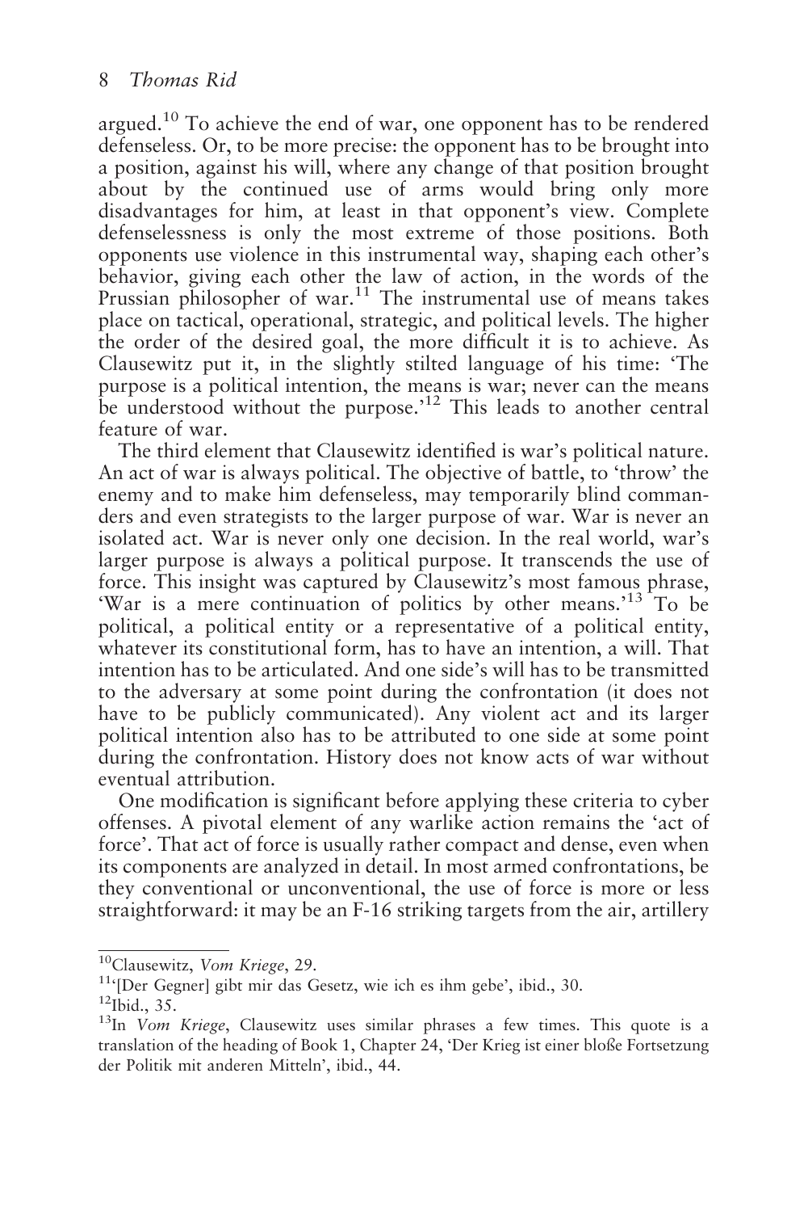argued.[10] To achieve the end of war, one opponent has to be rendered defenseless. Or, to be more precise: the opponent has to be brought into a position, against his will, where any change of that position brought about by the continued use of arms would bring only more disadvantages for him, at least in that opponent's view. Complete defenselessness is only the most extreme of those positions. Both opponents use violence in this instrumental way, shaping each other's behavior, giving each other the law of action, in the words of the Prussian philosopher of war.[11] The instrumental use of means takes place on tactical, operational, strategic, and political levels. The higher the order of the desired goal, the more difficult it is to achieve. As Clausewitz put it, in the slightly stilted language of his time: 'The purpose is a political intention, the means is war; never can the means be understood without the purpose.'[12] This leads to another central feature of war.

The third element that Clausewitz identified is war's political nature. An act of war is always political. The objective of battle, to 'throw' the enemy and to make him defenseless, may temporarily blind commanders and even strategists to the larger purpose of war. War is never an isolated act. War is never only one decision. In the real world, war's larger purpose is always a political purpose. It transcends the use of force. This insight was captured by Clausewitz's most famous phrase, 'War is a mere continuation of politics by other means.'[13] To be political, a political entity or a representative of a political entity, whatever its constitutional form, has to have an intention, a will. That intention has to be articulated. And one side's will has to be transmitted to the adversary at some point during the confrontation (it does not have to be publicly communicated). Any violent act and its larger political intention also has to be attributed to one side at some point during the confrontation. History does not know acts of war without eventual attribution.

One modification is significant before applying these criteria to cyber offenses. A pivotal element of any warlike action remains the 'act of force'. That act of force is usually rather compact and dense, even when its components are analyzed in detail. In most armed confrontations, be they conventional or unconventional, the use of force is more or less straightforward: it may be an F-16 striking targets from the air, artillery

---

[10] Clausewitz, *Vom Kriege*, 29.

[11] '[Der Gegner] gibt mir das Gesetz, wie ich es ihm gebe', ibid., 30.

[12] Ibid., 35.

[13] In *Vom Kriege*, Clausewitz uses similar phrases a few times. This quote is a translation of the heading of Book 1, Chapter 24, 'Der Krieg ist einer bloße Fortsetzung der Politik mit anderen Mitteln', ibid., 44.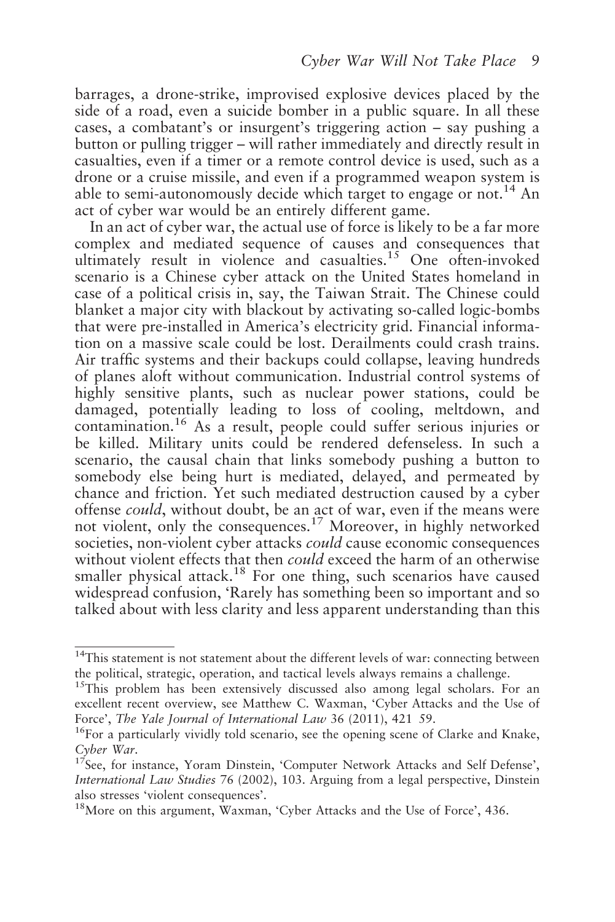barrages, a drone-strike, improvised explosive devices placed by the side of a road, even a suicide bomber in a public square. In all these cases, a combatant's or insurgent's triggering action – say pushing a button or pulling trigger – will rather immediately and directly result in casualties, even if a timer or a remote control device is used, such as a drone or a cruise missile, and even if a programmed weapon system is able to semi-autonomously decide which target to engage or not.[14] An act of cyber war would be an entirely different game.

In an act of cyber war, the actual use of force is likely to be a far more complex and mediated sequence of causes and consequences that ultimately result in violence and casualties.[15] One often-invoked scenario is a Chinese cyber attack on the United States homeland in case of a political crisis in, say, the Taiwan Strait. The Chinese could blanket a major city with blackout by activating so-called logic-bombs that were pre-installed in America's electricity grid. Financial information on a massive scale could be lost. Derailments could crash trains. Air traffic systems and their backups could collapse, leaving hundreds of planes aloft without communication. Industrial control systems of highly sensitive plants, such as nuclear power stations, could be damaged, potentially leading to loss of cooling, meltdown, and contamination.[16] As a result, people could suffer serious injuries or be killed. Military units could be rendered defenseless. In such a scenario, the causal chain that links somebody pushing a button to somebody else being hurt is mediated, delayed, and permeated by chance and friction. Yet such mediated destruction caused by a cyber offense *could*, without doubt, be an act of war, even if the means were not violent, only the consequences.[17] Moreover, in highly networked societies, non-violent cyber attacks *could* cause economic consequences without violent effects that then *could* exceed the harm of an otherwise smaller physical attack.[18] For one thing, such scenarios have caused widespread confusion, 'Rarely has something been so important and so talked about with less clarity and less apparent understanding than this

---

[14] This statement is not statement about the different levels of war: connecting between the political, strategic, operation, and tactical levels always remains a challenge.

[15] This problem has been extensively discussed also among legal scholars. For an excellent recent overview, see Matthew C. Waxman, 'Cyber Attacks and the Use of Force', *The Yale Journal of International Law* 36 (2011), 421 59.

[16] For a particularly vividly told scenario, see the opening scene of Clarke and Knake, *Cyber War*.

[17] See, for instance, Yoram Dinstein, 'Computer Network Attacks and Self Defense', *International Law Studies* 76 (2002), 103. Arguing from a legal perspective, Dinstein also stresses 'violent consequences'.

[18] More on this argument, Waxman, 'Cyber Attacks and the Use of Force', 436.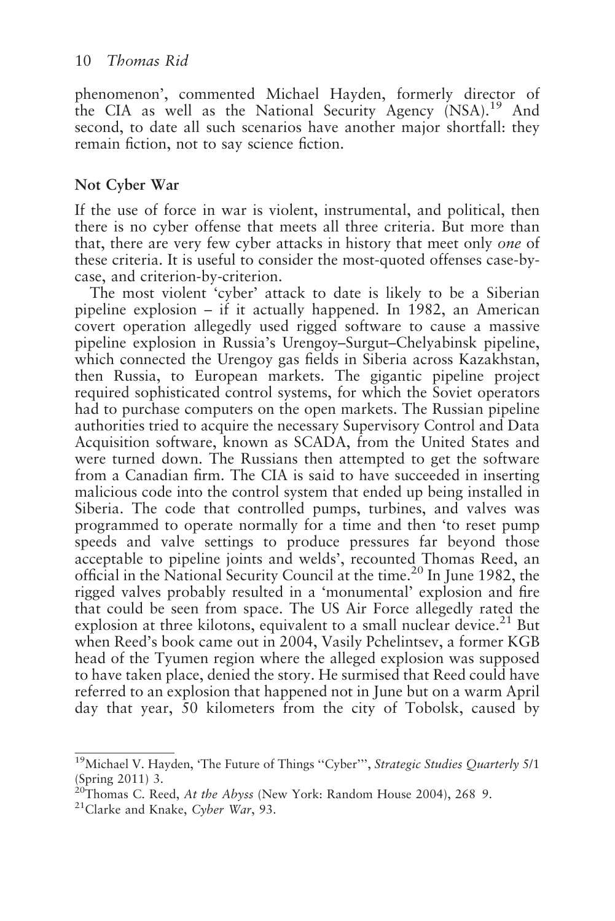phenomenon', commented Michael Hayden, formerly director of the CIA as well as the National Security Agency (NSA).[19] And second, to date all such scenarios have another major shortfall: they remain fiction, not to say science fiction.

## Not Cyber War

If the use of force in war is violent, instrumental, and political, then there is no cyber offense that meets all three criteria. But more than that, there are very few cyber attacks in history that meet only *one* of these criteria. It is useful to consider the most-quoted offenses case-by-case, and criterion-by-criterion.

The most violent 'cyber' attack to date is likely to be a Siberian pipeline explosion – if it actually happened. In 1982, an American covert operation allegedly used rigged software to cause a massive pipeline explosion in Russia's Urengoy–Surgut–Chelyabinsk pipeline, which connected the Urengoy gas fields in Siberia across Kazakhstan, then Russia, to European markets. The gigantic pipeline project required sophisticated control systems, for which the Soviet operators had to purchase computers on the open markets. The Russian pipeline authorities tried to acquire the necessary Supervisory Control and Data Acquisition software, known as SCADA, from the United States and were turned down. The Russians then attempted to get the software from a Canadian firm. The CIA is said to have succeeded in inserting malicious code into the control system that ended up being installed in Siberia. The code that controlled pumps, turbines, and valves was programmed to operate normally for a time and then 'to reset pump speeds and valve settings to produce pressures far beyond those acceptable to pipeline joints and welds', recounted Thomas Reed, an official in the National Security Council at the time.[20] In June 1982, the rigged valves probably resulted in a 'monumental' explosion and fire that could be seen from space. The US Air Force allegedly rated the explosion at three kilotons, equivalent to a small nuclear device.[21] But when Reed's book came out in 2004, Vasily Pchelintsev, a former KGB head of the Tyumen region where the alleged explosion was supposed to have taken place, denied the story. He surmised that Reed could have referred to an explosion that happened not in June but on a warm April day that year, 50 kilometers from the city of Tobolsk, caused by

---

[19] Michael V. Hayden, 'The Future of Things "Cyber"', *Strategic Studies Quarterly* 5/1 (Spring 2011) 3.

[20] Thomas C. Reed, *At the Abyss* (New York: Random House 2004), 268 9.

[21] Clarke and Knake, *Cyber War*, 93.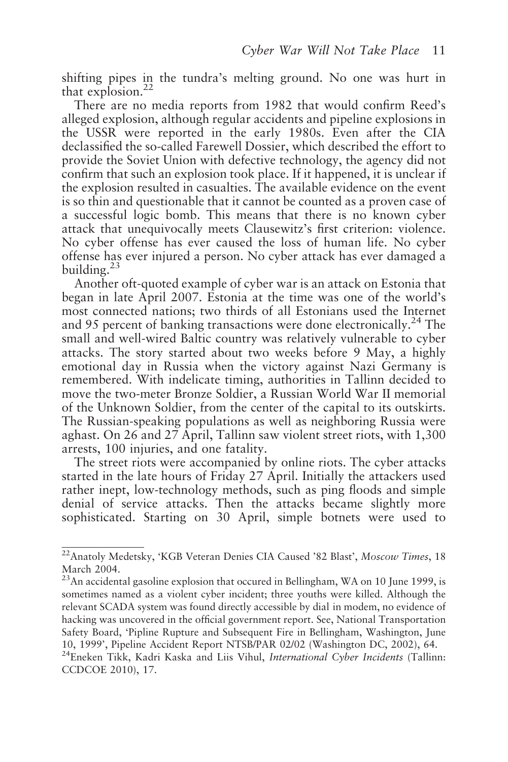shifting pipes in the tundra's melting ground. No one was hurt in that explosion.[22]

There are no media reports from 1982 that would confirm Reed's alleged explosion, although regular accidents and pipeline explosions in the USSR were reported in the early 1980s. Even after the CIA declassified the so-called Farewell Dossier, which described the effort to provide the Soviet Union with defective technology, the agency did not confirm that such an explosion took place. If it happened, it is unclear if the explosion resulted in casualties. The available evidence on the event is so thin and questionable that it cannot be counted as a proven case of a successful logic bomb. This means that there is no known cyber attack that unequivocally meets Clausewitz's first criterion: violence. No cyber offense has ever caused the loss of human life. No cyber offense has ever injured a person. No cyber attack has ever damaged a building.[23]

Another oft-quoted example of cyber war is an attack on Estonia that began in late April 2007. Estonia at the time was one of the world's most connected nations; two thirds of all Estonians used the Internet and 95 percent of banking transactions were done electronically.[24] The small and well-wired Baltic country was relatively vulnerable to cyber attacks. The story started about two weeks before 9 May, a highly emotional day in Russia when the victory against Nazi Germany is remembered. With indelicate timing, authorities in Tallinn decided to move the two-meter Bronze Soldier, a Russian World War II memorial of the Unknown Soldier, from the center of the capital to its outskirts. The Russian-speaking populations as well as neighboring Russia were aghast. On 26 and 27 April, Tallinn saw violent street riots, with 1,300 arrests, 100 injuries, and one fatality.

The street riots were accompanied by online riots. The cyber attacks started in the late hours of Friday 27 April. Initially the attackers used rather inept, low-technology methods, such as ping floods and simple denial of service attacks. Then the attacks became slightly more sophisticated. Starting on 30 April, simple botnets were used to

---

[22] Anatoly Medetsky, 'KGB Veteran Denies CIA Caused '82 Blast', *Moscow Times*, 18 March 2004.

[23] An accidental gasoline explosion that occured in Bellingham, WA on 10 June 1999, is sometimes named as a violent cyber incident; three youths were killed. Although the relevant SCADA system was found directly accessible by dial in modem, no evidence of hacking was uncovered in the official government report. See, National Transportation Safety Board, 'Pipline Rupture and Subsequent Fire in Bellingham, Washington, June 10, 1999', Pipeline Accident Report NTSB/PAR 02/02 (Washington DC, 2002), 64.

[24] Eneken Tikk, Kadri Kaska and Liis Vihul, *International Cyber Incidents* (Tallinn: CCDCOE 2010), 17.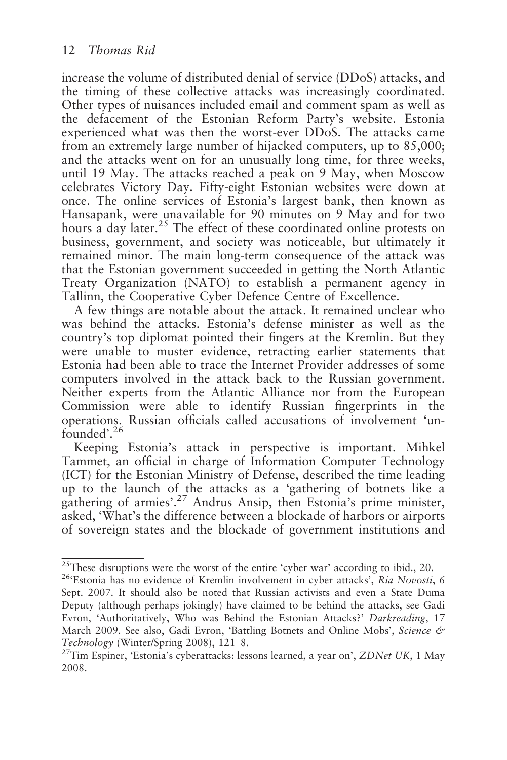increase the volume of distributed denial of service (DDoS) attacks, and the timing of these collective attacks was increasingly coordinated. Other types of nuisances included email and comment spam as well as the defacement of the Estonian Reform Party's website. Estonia experienced what was then the worst-ever DDoS. The attacks came from an extremely large number of hijacked computers, up to 85,000; and the attacks went on for an unusually long time, for three weeks, until 19 May. The attacks reached a peak on 9 May, when Moscow celebrates Victory Day. Fifty-eight Estonian websites were down at once. The online services of Estonia's largest bank, then known as Hansapank, were unavailable for 90 minutes on 9 May and for two hours a day later.[25] The effect of these coordinated online protests on business, government, and society was noticeable, but ultimately it remained minor. The main long-term consequence of the attack was that the Estonian government succeeded in getting the North Atlantic Treaty Organization (NATO) to establish a permanent agency in Tallinn, the Cooperative Cyber Defence Centre of Excellence.

A few things are notable about the attack. It remained unclear who was behind the attacks. Estonia's defense minister as well as the country's top diplomat pointed their fingers at the Kremlin. But they were unable to muster evidence, retracting earlier statements that Estonia had been able to trace the Internet Provider addresses of some computers involved in the attack back to the Russian government. Neither experts from the Atlantic Alliance nor from the European Commission were able to identify Russian fingerprints in the operations. Russian officials called accusations of involvement 'unfounded'.[26]

Keeping Estonia's attack in perspective is important. Mihkel Tammet, an official in charge of Information Computer Technology (ICT) for the Estonian Ministry of Defense, described the time leading up to the launch of the attacks as a 'gathering of botnets like a gathering of armies'.[27] Andrus Ansip, then Estonia's prime minister, asked, 'What's the difference between a blockade of harbors or airports of sovereign states and the blockade of government institutions and

---

[25] These disruptions were the worst of the entire 'cyber war' according to ibid., 20.

[26] 'Estonia has no evidence of Kremlin involvement in cyber attacks', *Ria Novosti*, 6 Sept. 2007. It should also be noted that Russian activists and even a State Duma Deputy (although perhaps jokingly) have claimed to be behind the attacks, see Gadi Evron, 'Authoritatively, Who was Behind the Estonian Attacks?' *Darkreading*, 17 March 2009. See also, Gadi Evron, 'Battling Botnets and Online Mobs', *Science & Technology* (Winter/Spring 2008), 121 8.

[27] Tim Espiner, 'Estonia's cyberattacks: lessons learned, a year on', *ZDNet UK*, 1 May 2008.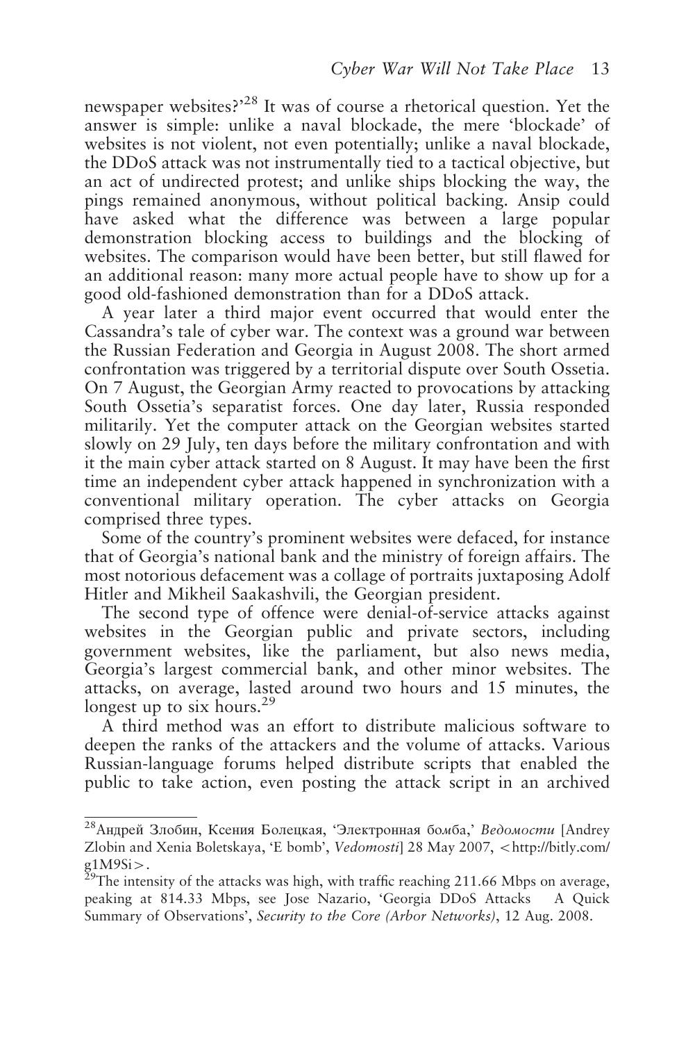newspaper websites?'[28] It was of course a rhetorical question. Yet the answer is simple: unlike a naval blockade, the mere 'blockade' of websites is not violent, not even potentially; unlike a naval blockade, the DDoS attack was not instrumentally tied to a tactical objective, but an act of undirected protest; and unlike ships blocking the way, the pings remained anonymous, without political backing. Ansip could have asked what the difference was between a large popular demonstration blocking access to buildings and the blocking of websites. The comparison would have been better, but still flawed for an additional reason: many more actual people have to show up for a good old-fashioned demonstration than for a DDoS attack.

A year later a third major event occurred that would enter the Cassandra's tale of cyber war. The context was a ground war between the Russian Federation and Georgia in August 2008. The short armed confrontation was triggered by a territorial dispute over South Ossetia. On 7 August, the Georgian Army reacted to provocations by attacking South Ossetia's separatist forces. One day later, Russia responded militarily. Yet the computer attack on the Georgian websites started slowly on 29 July, ten days before the military confrontation and with it the main cyber attack started on 8 August. It may have been the first time an independent cyber attack happened in synchronization with a conventional military operation. The cyber attacks on Georgia comprised three types.

Some of the country's prominent websites were defaced, for instance that of Georgia's national bank and the ministry of foreign affairs. The most notorious defacement was a collage of portraits juxtaposing Adolf Hitler and Mikheil Saakashvili, the Georgian president.

The second type of offence were denial-of-service attacks against websites in the Georgian public and private sectors, including government websites, like the parliament, but also news media, Georgia's largest commercial bank, and other minor websites. The attacks, on average, lasted around two hours and 15 minutes, the longest up to six hours.[29]

A third method was an effort to distribute malicious software to deepen the ranks of the attackers and the volume of attacks. Various Russian-language forums helped distribute scripts that enabled the public to take action, even posting the attack script in an archived

---

[28] Андрей Злобин, Ксения Болецкая, 'Электронная бомба,' *Ведомости* [Andrey Zlobin and Xenia Boletskaya, 'E bomb', *Vedomosti*] 28 May 2007, <http://bitly.com/g1M9Si>.

[29] The intensity of the attacks was high, with traffic reaching 211.66 Mbps on average, peaking at 814.33 Mbps, see Jose Nazario, 'Georgia DDoS Attacks A Quick Summary of Observations', *Security to the Core (Arbor Networks)*, 12 Aug. 2008.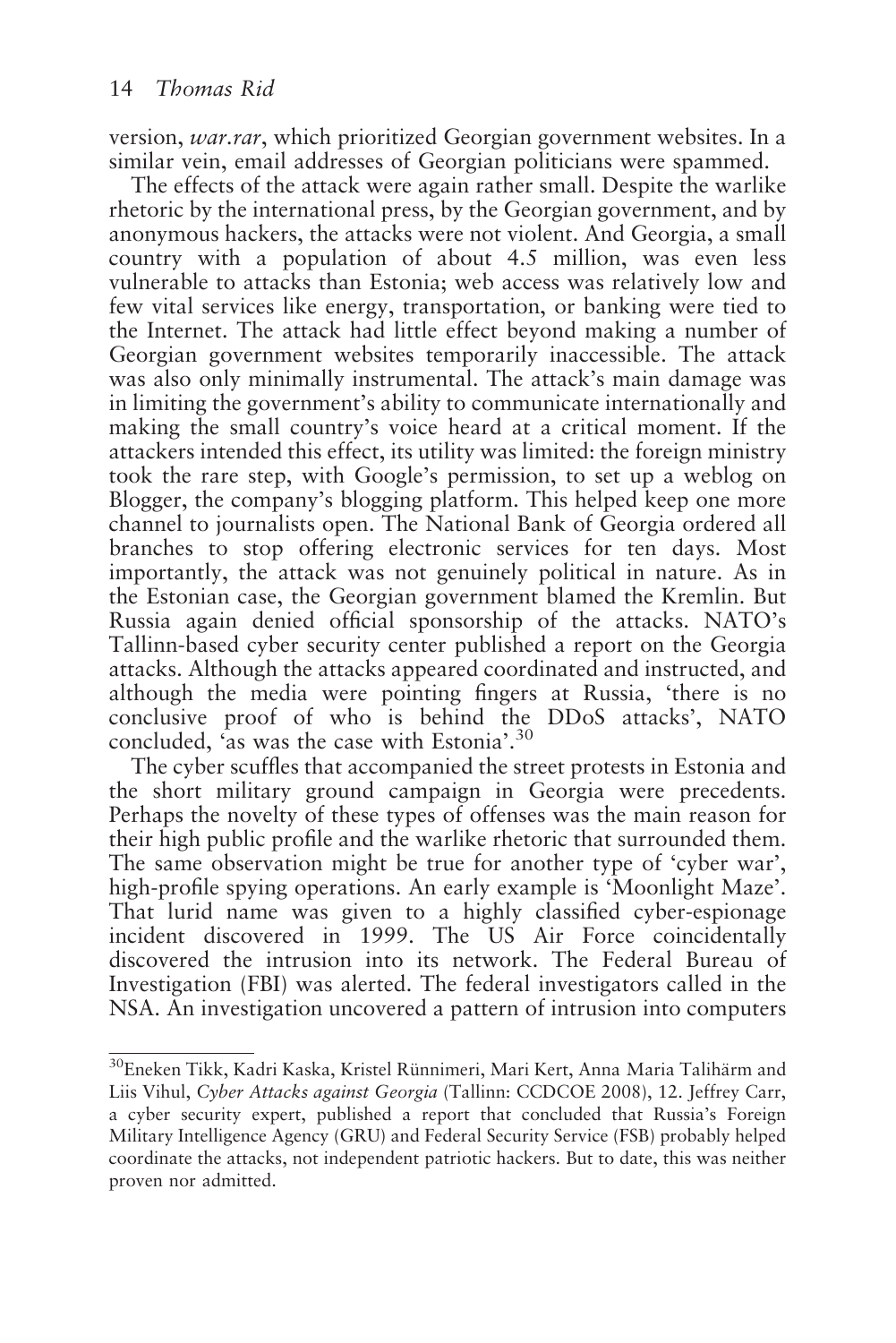version, *war.rar*, which prioritized Georgian government websites. In a similar vein, email addresses of Georgian politicians were spammed.

The effects of the attack were again rather small. Despite the warlike rhetoric by the international press, by the Georgian government, and by anonymous hackers, the attacks were not violent. And Georgia, a small country with a population of about 4.5 million, was even less vulnerable to attacks than Estonia; web access was relatively low and few vital services like energy, transportation, or banking were tied to the Internet. The attack had little effect beyond making a number of Georgian government websites temporarily inaccessible. The attack was also only minimally instrumental. The attack's main damage was in limiting the government's ability to communicate internationally and making the small country's voice heard at a critical moment. If the attackers intended this effect, its utility was limited: the foreign ministry took the rare step, with Google's permission, to set up a weblog on Blogger, the company's blogging platform. This helped keep one more channel to journalists open. The National Bank of Georgia ordered all branches to stop offering electronic services for ten days. Most importantly, the attack was not genuinely political in nature. As in the Estonian case, the Georgian government blamed the Kremlin. But Russia again denied official sponsorship of the attacks. NATO's Tallinn-based cyber security center published a report on the Georgia attacks. Although the attacks appeared coordinated and instructed, and although the media were pointing fingers at Russia, 'there is no conclusive proof of who is behind the DDoS attacks', NATO concluded, 'as was the case with Estonia'.[30]

The cyber scuffles that accompanied the street protests in Estonia and the short military ground campaign in Georgia were precedents. Perhaps the novelty of these types of offenses was the main reason for their high public profile and the warlike rhetoric that surrounded them. The same observation might be true for another type of 'cyber war', high-profile spying operations. An early example is 'Moonlight Maze'. That lurid name was given to a highly classified cyber-espionage incident discovered in 1999. The US Air Force coincidentally discovered the intrusion into its network. The Federal Bureau of Investigation (FBI) was alerted. The federal investigators called in the NSA. An investigation uncovered a pattern of intrusion into computers

---

[30] Eneken Tikk, Kadri Kaska, Kristel Rünnimeri, Mari Kert, Anna Maria Talihärm and Liis Vihul, *Cyber Attacks against Georgia* (Tallinn: CCDCOE 2008), 12. Jeffrey Carr, a cyber security expert, published a report that concluded that Russia's Foreign Military Intelligence Agency (GRU) and Federal Security Service (FSB) probably helped coordinate the attacks, not independent patriotic hackers. But to date, this was neither proven nor admitted.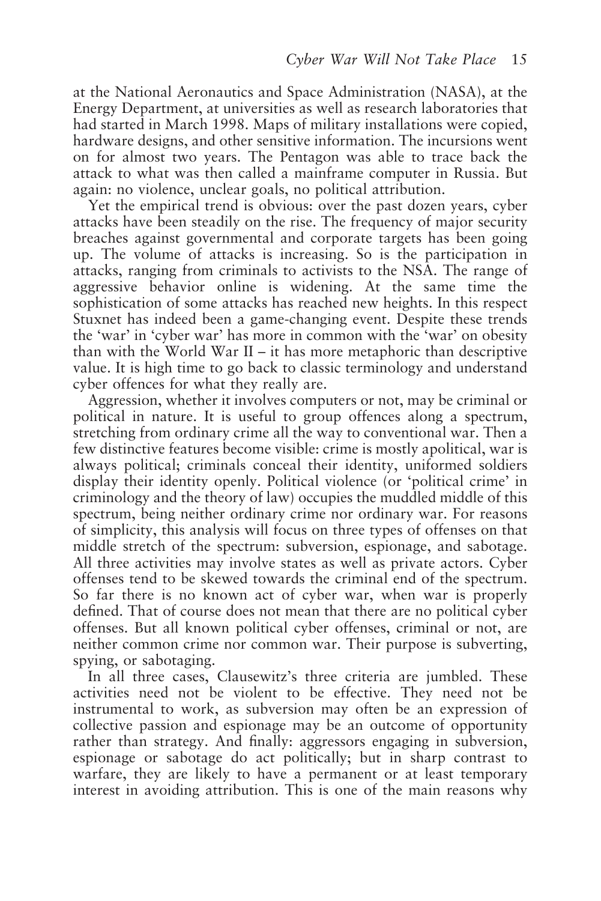at the National Aeronautics and Space Administration (NASA), at the Energy Department, at universities as well as research laboratories that had started in March 1998. Maps of military installations were copied, hardware designs, and other sensitive information. The incursions went on for almost two years. The Pentagon was able to trace back the attack to what was then called a mainframe computer in Russia. But again: no violence, unclear goals, no political attribution.

Yet the empirical trend is obvious: over the past dozen years, cyber attacks have been steadily on the rise. The frequency of major security breaches against governmental and corporate targets has been going up. The volume of attacks is increasing. So is the participation in attacks, ranging from criminals to activists to the NSA. The range of aggressive behavior online is widening. At the same time the sophistication of some attacks has reached new heights. In this respect Stuxnet has indeed been a game-changing event. Despite these trends the 'war' in 'cyber war' has more in common with the 'war' on obesity than with the World War II – it has more metaphoric than descriptive value. It is high time to go back to classic terminology and understand cyber offences for what they really are.

Aggression, whether it involves computers or not, may be criminal or political in nature. It is useful to group offences along a spectrum, stretching from ordinary crime all the way to conventional war. Then a few distinctive features become visible: crime is mostly apolitical, war is always political; criminals conceal their identity, uniformed soldiers display their identity openly. Political violence (or 'political crime' in criminology and the theory of law) occupies the muddled middle of this spectrum, being neither ordinary crime nor ordinary war. For reasons of simplicity, this analysis will focus on three types of offenses on that middle stretch of the spectrum: subversion, espionage, and sabotage. All three activities may involve states as well as private actors. Cyber offenses tend to be skewed towards the criminal end of the spectrum. So far there is no known act of cyber war, when war is properly defined. That of course does not mean that there are no political cyber offenses. But all known political cyber offenses, criminal or not, are neither common crime nor common war. Their purpose is subverting, spying, or sabotaging.

In all three cases, Clausewitz's three criteria are jumbled. These activities need not be violent to be effective. They need not be instrumental to work, as subversion may often be an expression of collective passion and espionage may be an outcome of opportunity rather than strategy. And finally: aggressors engaging in subversion, espionage or sabotage do act politically; but in sharp contrast to warfare, they are likely to have a permanent or at least temporary interest in avoiding attribution. This is one of the main reasons why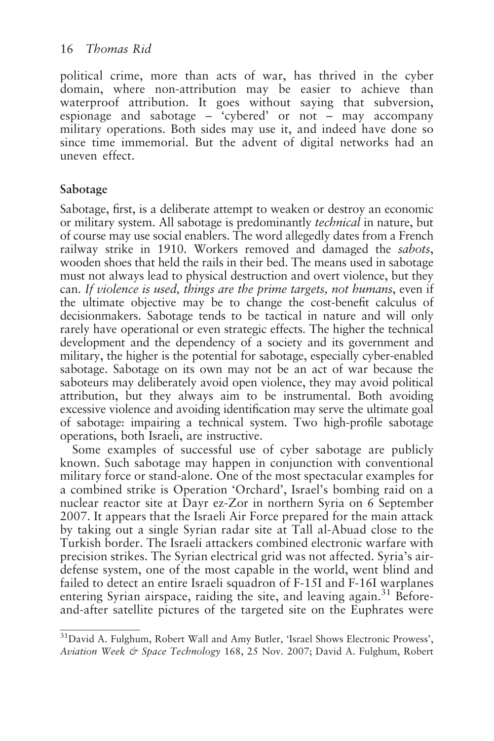political crime, more than acts of war, has thrived in the cyber domain, where non-attribution may be easier to achieve than waterproof attribution. It goes without saying that subversion, espionage and sabotage – 'cybered' or not – may accompany military operations. Both sides may use it, and indeed have done so since time immemorial. But the advent of digital networks had an uneven effect.

## Sabotage

Sabotage, first, is a deliberate attempt to weaken or destroy an economic or military system. All sabotage is predominantly *technical* in nature, but of course may use social enablers. The word allegedly dates from a French railway strike in 1910. Workers removed and damaged the *sabots*, wooden shoes that held the rails in their bed. The means used in sabotage must not always lead to physical destruction and overt violence, but they can. *If violence is used, things are the prime targets, not humans*, even if the ultimate objective may be to change the cost-benefit calculus of decisionmakers. Sabotage tends to be tactical in nature and will only rarely have operational or even strategic effects. The higher the technical development and the dependency of a society and its government and military, the higher is the potential for sabotage, especially cyber-enabled sabotage. Sabotage on its own may not be an act of war because the saboteurs may deliberately avoid open violence, they may avoid political attribution, but they always aim to be instrumental. Both avoiding excessive violence and avoiding identification may serve the ultimate goal of sabotage: impairing a technical system. Two high-profile sabotage operations, both Israeli, are instructive.

Some examples of successful use of cyber sabotage are publicly known. Such sabotage may happen in conjunction with conventional military force or stand-alone. One of the most spectacular examples for a combined strike is Operation 'Orchard', Israel's bombing raid on a nuclear reactor site at Dayr ez-Zor in northern Syria on 6 September 2007. It appears that the Israeli Air Force prepared for the main attack by taking out a single Syrian radar site at Tall al-Abuad close to the Turkish border. The Israeli attackers combined electronic warfare with precision strikes. The Syrian electrical grid was not affected. Syria's air-defense system, one of the most capable in the world, went blind and failed to detect an entire Israeli squadron of F-15I and F-16I warplanes entering Syrian airspace, raiding the site, and leaving again.[31] Before-and-after satellite pictures of the targeted site on the Euphrates were

[31] David A. Fulghum, Robert Wall and Amy Butler, 'Israel Shows Electronic Prowess', *Aviation Week & Space Technology* 168, 25 Nov. 2007; David A. Fulghum, Robert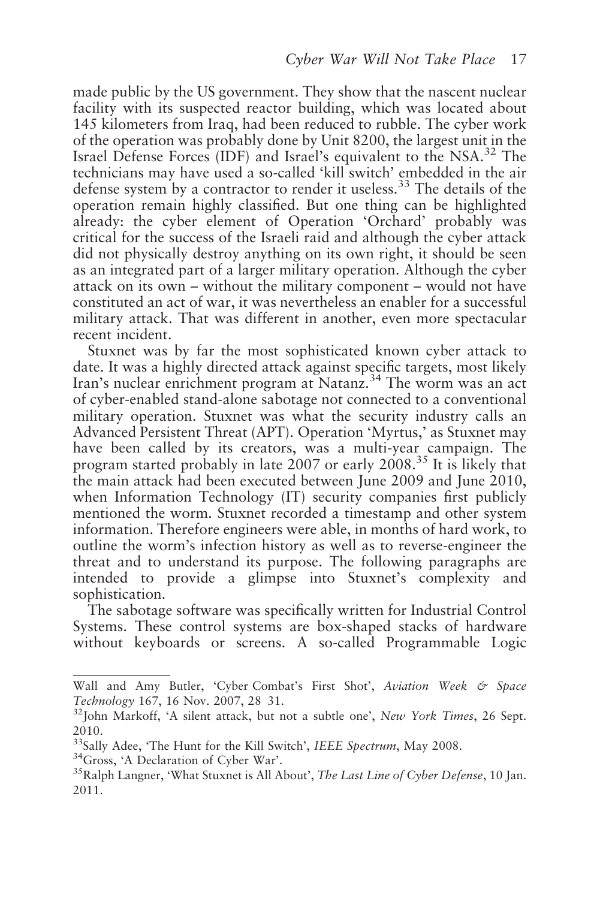made public by the US government. They show that the nascent nuclear facility with its suspected reactor building, which was located about 145 kilometers from Iraq, had been reduced to rubble. The cyber work of the operation was probably done by Unit 8200, the largest unit in the Israel Defense Forces (IDF) and Israel's equivalent to the NSA.[32] The technicians may have used a so-called 'kill switch' embedded in the air defense system by a contractor to render it useless.[33] The details of the operation remain highly classified. But one thing can be highlighted already: the cyber element of Operation 'Orchard' probably was critical for the success of the Israeli raid and although the cyber attack did not physically destroy anything on its own right, it should be seen as an integrated part of a larger military operation. Although the cyber attack on its own – without the military component – would not have constituted an act of war, it was nevertheless an enabler for a successful military attack. That was different in another, even more spectacular recent incident.

Stuxnet was by far the most sophisticated known cyber attack to date. It was a highly directed attack against specific targets, most likely Iran's nuclear enrichment program at Natanz.[34] The worm was an act of cyber-enabled stand-alone sabotage not connected to a conventional military operation. Stuxnet was what the security industry calls an Advanced Persistent Threat (APT). Operation 'Myrtus,' as Stuxnet may have been called by its creators, was a multi-year campaign. The program started probably in late 2007 or early 2008.[35] It is likely that the main attack had been executed between June 2009 and June 2010, when Information Technology (IT) security companies first publicly mentioned the worm. Stuxnet recorded a timestamp and other system information. Therefore engineers were able, in months of hard work, to outline the worm's infection history as well as to reverse-engineer the threat and to understand its purpose. The following paragraphs are intended to provide a glimpse into Stuxnet's complexity and sophistication.

The sabotage software was specifically written for Industrial Control Systems. These control systems are box-shaped stacks of hardware without keyboards or screens. A so-called Programmable Logic

---

Wall and Amy Butler, 'Cyber Combat's First Shot', *Aviation Week & Space Technology* 167, 16 Nov. 2007, 28 31.

[32] John Markoff, 'A silent attack, but not a subtle one', *New York Times*, 26 Sept. 2010.

[33] Sally Adee, 'The Hunt for the Kill Switch', *IEEE Spectrum*, May 2008.

[34] Gross, 'A Declaration of Cyber War'.

[35] Ralph Langner, 'What Stuxnet is All About', *The Last Line of Cyber Defense*, 10 Jan. 2011.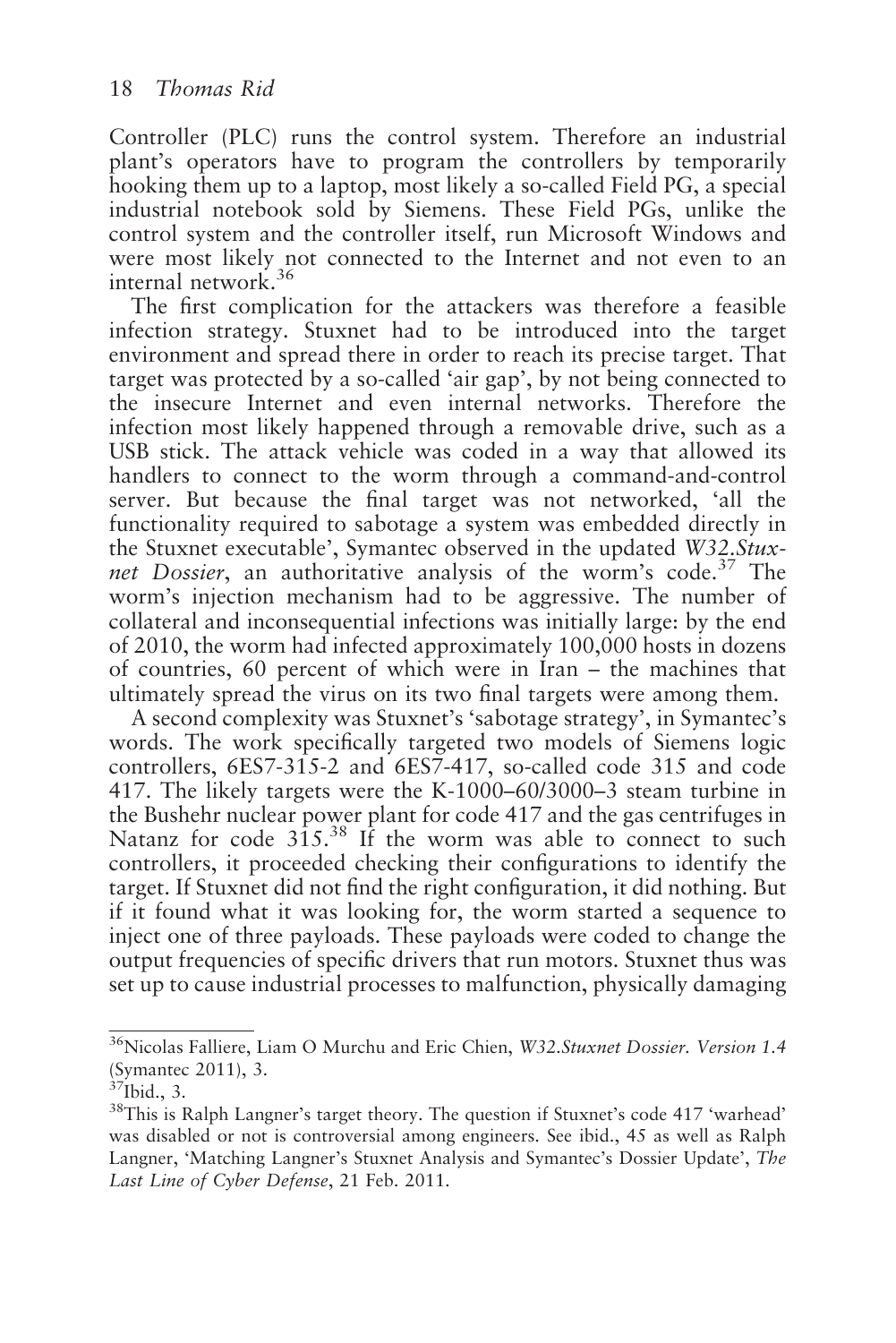Controller (PLC) runs the control system. Therefore an industrial plant's operators have to program the controllers by temporarily hooking them up to a laptop, most likely a so-called Field PG, a special industrial notebook sold by Siemens. These Field PGs, unlike the control system and the controller itself, run Microsoft Windows and were most likely not connected to the Internet and not even to an internal network.[36]

The first complication for the attackers was therefore a feasible infection strategy. Stuxnet had to be introduced into the target environment and spread there in order to reach its precise target. That target was protected by a so-called 'air gap', by not being connected to the insecure Internet and even internal networks. Therefore the infection most likely happened through a removable drive, such as a USB stick. The attack vehicle was coded in a way that allowed its handlers to connect to the worm through a command-and-control server. But because the final target was not networked, 'all the functionality required to sabotage a system was embedded directly in the Stuxnet executable', Symantec observed in the updated *W32.Stuxnet Dossier*, an authoritative analysis of the worm's code.[37] The worm's injection mechanism had to be aggressive. The number of collateral and inconsequential infections was initially large: by the end of 2010, the worm had infected approximately 100,000 hosts in dozens of countries, 60 percent of which were in Iran – the machines that ultimately spread the virus on its two final targets were among them.

A second complexity was Stuxnet's 'sabotage strategy', in Symantec's words. The work specifically targeted two models of Siemens logic controllers, 6ES7-315-2 and 6ES7-417, so-called code 315 and code 417. The likely targets were the K-1000–60/3000–3 steam turbine in the Bushehr nuclear power plant for code 417 and the gas centrifuges in Natanz for code 315.[38] If the worm was able to connect to such controllers, it proceeded checking their configurations to identify the target. If Stuxnet did not find the right configuration, it did nothing. But if it found what it was looking for, the worm started a sequence to inject one of three payloads. These payloads were coded to change the output frequencies of specific drivers that run motors. Stuxnet thus was set up to cause industrial processes to malfunction, physically damaging

---

[36] Nicolas Falliere, Liam O Murchu and Eric Chien, *W32.Stuxnet Dossier. Version 1.4* (Symantec 2011), 3.

[37] Ibid., 3.

[38] This is Ralph Langner's target theory. The question if Stuxnet's code 417 'warhead' was disabled or not is controversial among engineers. See ibid., 45 as well as Ralph Langner, 'Matching Langner's Stuxnet Analysis and Symantec's Dossier Update', *The Last Line of Cyber Defense*, 21 Feb. 2011.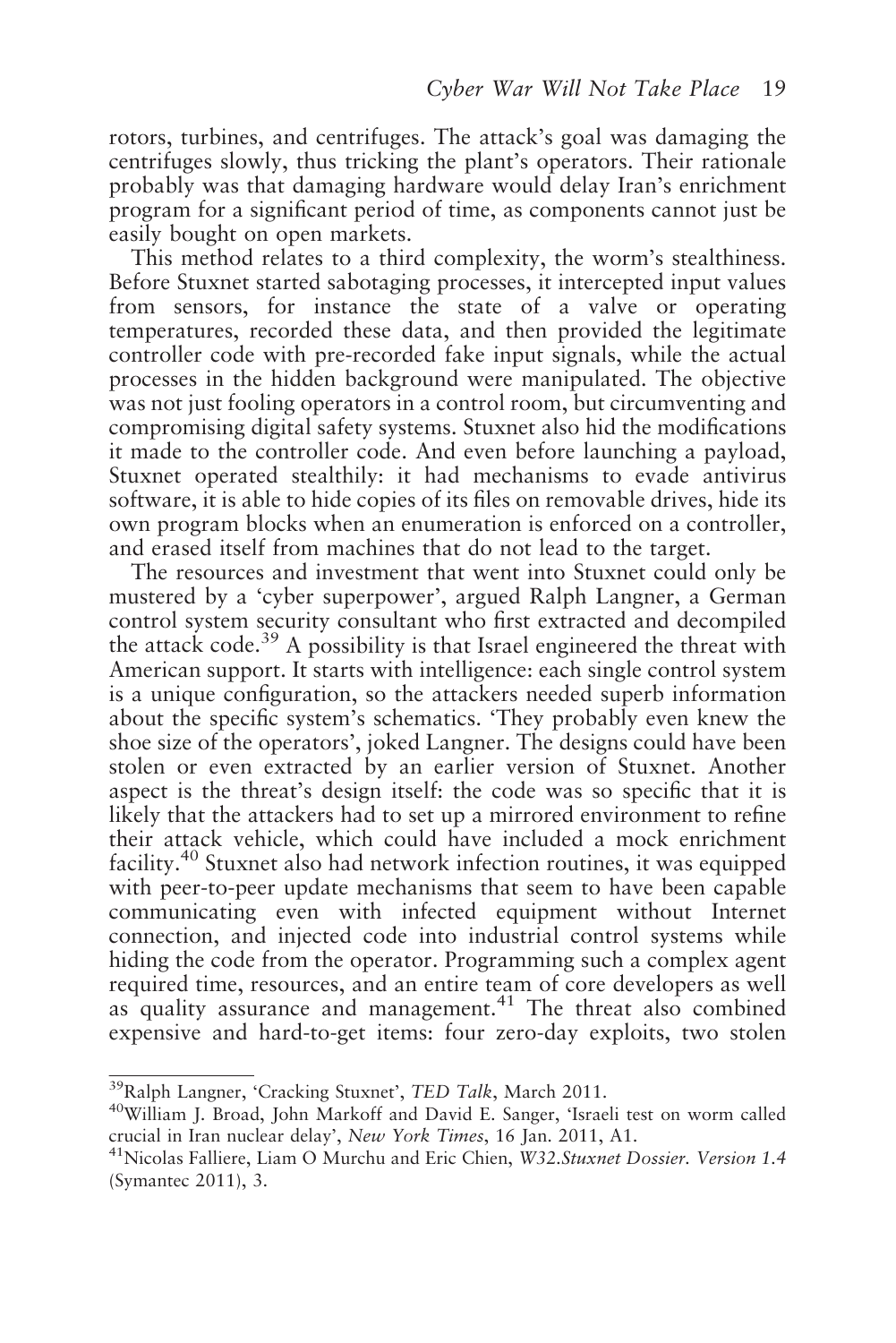rotors, turbines, and centrifuges. The attack's goal was damaging the centrifuges slowly, thus tricking the plant's operators. Their rationale probably was that damaging hardware would delay Iran's enrichment program for a significant period of time, as components cannot just be easily bought on open markets.

This method relates to a third complexity, the worm's stealthiness. Before Stuxnet started sabotaging processes, it intercepted input values from sensors, for instance the state of a valve or operating temperatures, recorded these data, and then provided the legitimate controller code with pre-recorded fake input signals, while the actual processes in the hidden background were manipulated. The objective was not just fooling operators in a control room, but circumventing and compromising digital safety systems. Stuxnet also hid the modifications it made to the controller code. And even before launching a payload, Stuxnet operated stealthily: it had mechanisms to evade antivirus software, it is able to hide copies of its files on removable drives, hide its own program blocks when an enumeration is enforced on a controller, and erased itself from machines that do not lead to the target.

The resources and investment that went into Stuxnet could only be mustered by a 'cyber superpower', argued Ralph Langner, a German control system security consultant who first extracted and decompiled the attack code.[39] A possibility is that Israel engineered the threat with American support. It starts with intelligence: each single control system is a unique configuration, so the attackers needed superb information about the specific system's schematics. 'They probably even knew the shoe size of the operators', joked Langner. The designs could have been stolen or even extracted by an earlier version of Stuxnet. Another aspect is the threat's design itself: the code was so specific that it is likely that the attackers had to set up a mirrored environment to refine their attack vehicle, which could have included a mock enrichment facility.[40] Stuxnet also had network infection routines, it was equipped with peer-to-peer update mechanisms that seem to have been capable communicating even with infected equipment without Internet connection, and injected code into industrial control systems while hiding the code from the operator. Programming such a complex agent required time, resources, and an entire team of core developers as well as quality assurance and management.[41] The threat also combined expensive and hard-to-get items: four zero-day exploits, two stolen

---

[39] Ralph Langner, 'Cracking Stuxnet', *TED Talk*, March 2011.

[40] William J. Broad, John Markoff and David E. Sanger, 'Israeli test on worm called crucial in Iran nuclear delay', *New York Times*, 16 Jan. 2011, A1.

[41] Nicolas Falliere, Liam O Murchu and Eric Chien, *W32.Stuxnet Dossier. Version 1.4* (Symantec 2011), 3.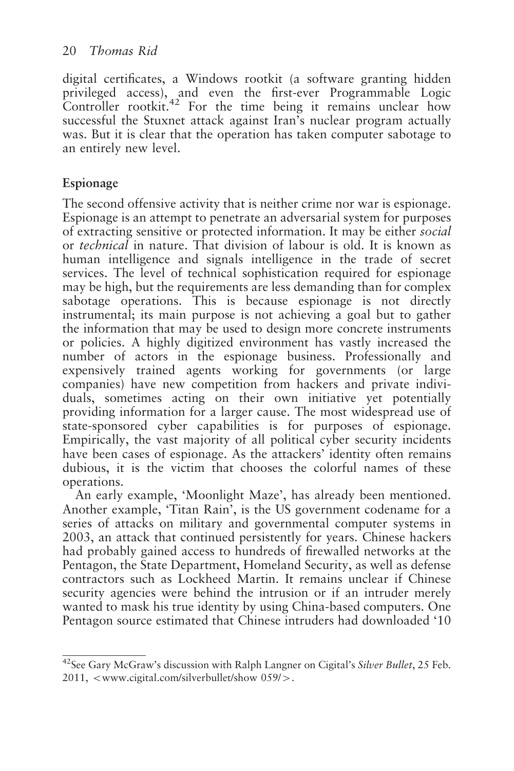digital certificates, a Windows rootkit (a software granting hidden privileged access), and even the first-ever Programmable Logic Controller rootkit.[42] For the time being it remains unclear how successful the Stuxnet attack against Iran's nuclear program actually was. But it is clear that the operation has taken computer sabotage to an entirely new level.

## Espionage

The second offensive activity that is neither crime nor war is espionage. Espionage is an attempt to penetrate an adversarial system for purposes of extracting sensitive or protected information. It may be either *social* or *technical* in nature. That division of labour is old. It is known as human intelligence and signals intelligence in the trade of secret services. The level of technical sophistication required for espionage may be high, but the requirements are less demanding than for complex sabotage operations. This is because espionage is not directly instrumental; its main purpose is not achieving a goal but to gather the information that may be used to design more concrete instruments or policies. A highly digitized environment has vastly increased the number of actors in the espionage business. Professionally and expensively trained agents working for governments (or large companies) have new competition from hackers and private individuals, sometimes acting on their own initiative yet potentially providing information for a larger cause. The most widespread use of state-sponsored cyber capabilities is for purposes of espionage. Empirically, the vast majority of all political cyber security incidents have been cases of espionage. As the attackers' identity often remains dubious, it is the victim that chooses the colorful names of these operations.

An early example, 'Moonlight Maze', has already been mentioned. Another example, 'Titan Rain', is the US government codename for a series of attacks on military and governmental computer systems in 2003, an attack that continued persistently for years. Chinese hackers had probably gained access to hundreds of firewalled networks at the Pentagon, the State Department, Homeland Security, as well as defense contractors such as Lockheed Martin. It remains unclear if Chinese security agencies were behind the intrusion or if an intruder merely wanted to mask his true identity by using China-based computers. One Pentagon source estimated that Chinese intruders had downloaded '10

---

[42] See Gary McGraw's discussion with Ralph Langner on Cigital's *Silver Bullet*, 25 Feb. 2011, <www.cigital.com/silverbullet/show 059/>.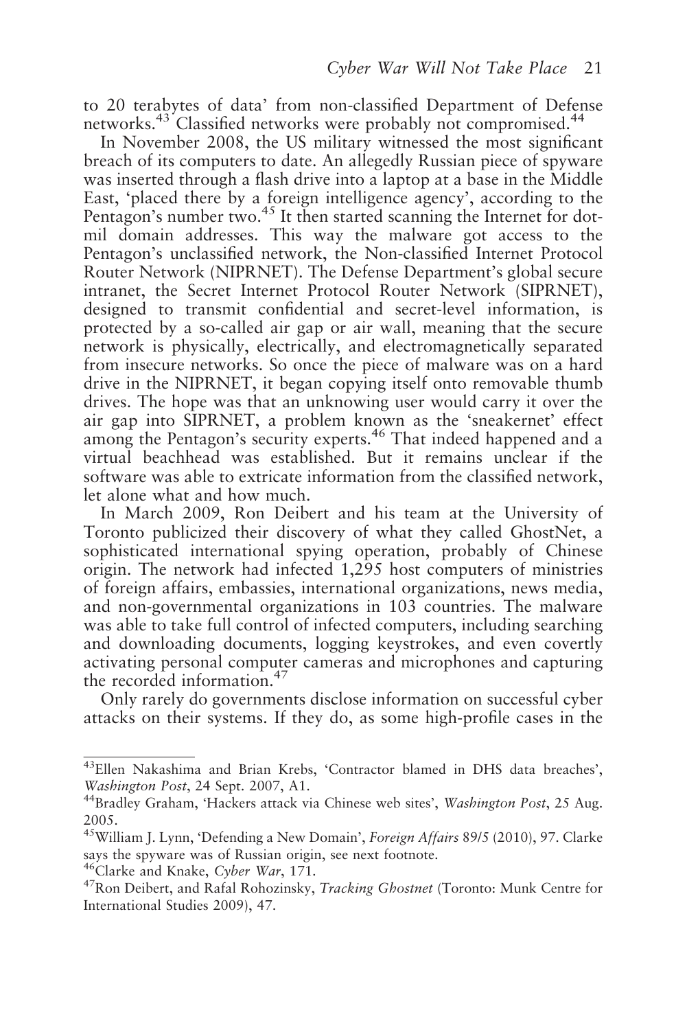to 20 terabytes of data' from non-classified Department of Defense networks.[43] Classified networks were probably not compromised.[44]

In November 2008, the US military witnessed the most significant breach of its computers to date. An allegedly Russian piece of spyware was inserted through a flash drive into a laptop at a base in the Middle East, 'placed there by a foreign intelligence agency', according to the Pentagon's number two.[45] It then started scanning the Internet for dot-mil domain addresses. This way the malware got access to the Pentagon's unclassified network, the Non-classified Internet Protocol Router Network (NIPRNET). The Defense Department's global secure intranet, the Secret Internet Protocol Router Network (SIPRNET), designed to transmit confidential and secret-level information, is protected by a so-called air gap or air wall, meaning that the secure network is physically, electrically, and electromagnetically separated from insecure networks. So once the piece of malware was on a hard drive in the NIPRNET, it began copying itself onto removable thumb drives. The hope was that an unknowing user would carry it over the air gap into SIPRNET, a problem known as the 'sneakernet' effect among the Pentagon's security experts.[46] That indeed happened and a virtual beachhead was established. But it remains unclear if the software was able to extricate information from the classified network, let alone what and how much.

In March 2009, Ron Deibert and his team at the University of Toronto publicized their discovery of what they called GhostNet, a sophisticated international spying operation, probably of Chinese origin. The network had infected 1,295 host computers of ministries of foreign affairs, embassies, international organizations, news media, and non-governmental organizations in 103 countries. The malware was able to take full control of infected computers, including searching and downloading documents, logging keystrokes, and even covertly activating personal computer cameras and microphones and capturing the recorded information.[47]

Only rarely do governments disclose information on successful cyber attacks on their systems. If they do, as some high-profile cases in the

---

[43] Ellen Nakashima and Brian Krebs, 'Contractor blamed in DHS data breaches', *Washington Post*, 24 Sept. 2007, A1.

[44] Bradley Graham, 'Hackers attack via Chinese web sites', *Washington Post*, 25 Aug. 2005.

[45] William J. Lynn, 'Defending a New Domain', *Foreign Affairs* 89/5 (2010), 97. Clarke says the spyware was of Russian origin, see next footnote.

[46] Clarke and Knake, *Cyber War*, 171.

[47] Ron Deibert, and Rafal Rohozinsky, *Tracking Ghostnet* (Toronto: Munk Centre for International Studies 2009), 47.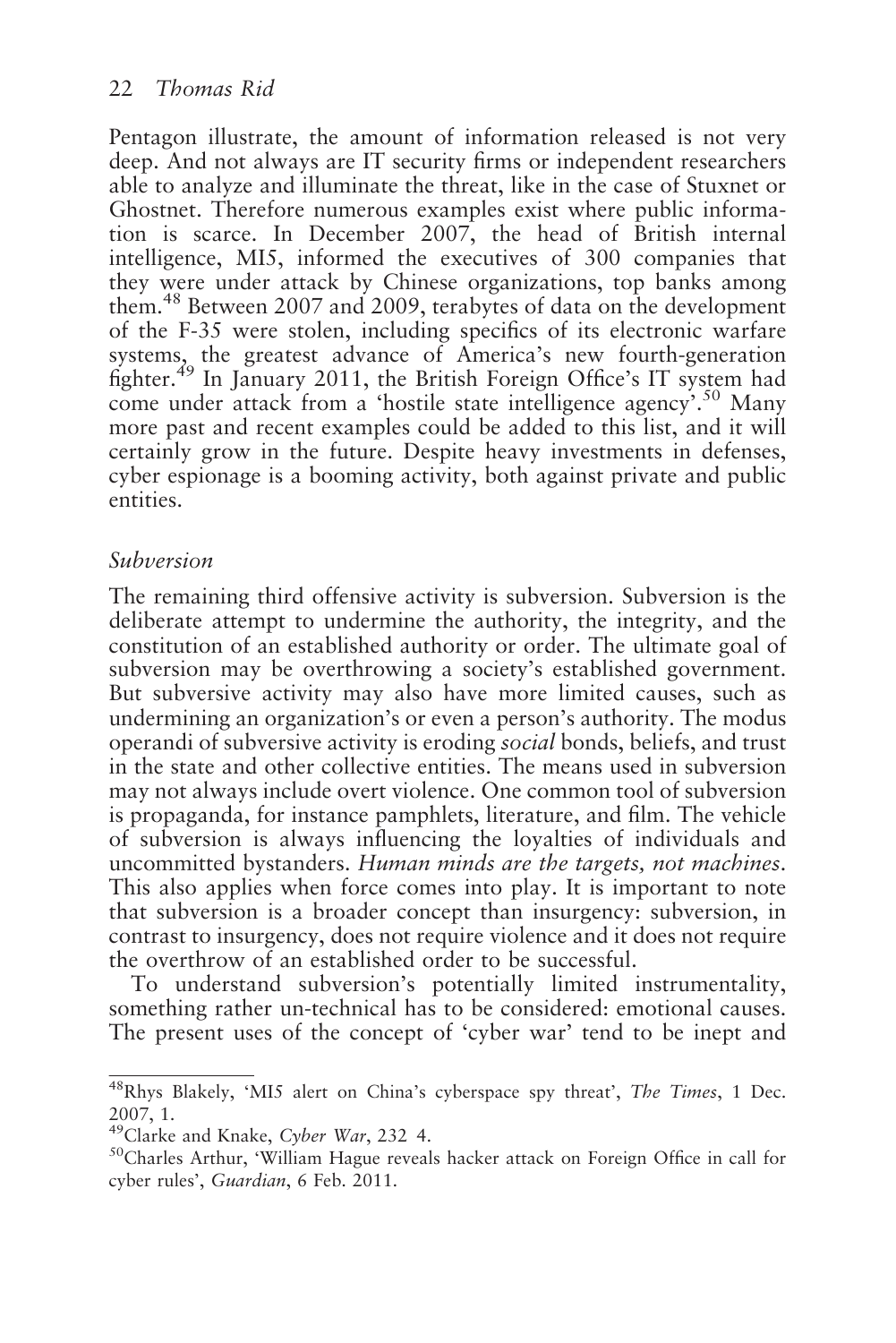Pentagon illustrate, the amount of information released is not very deep. And not always are IT security firms or independent researchers able to analyze and illuminate the threat, like in the case of Stuxnet or Ghostnet. Therefore numerous examples exist where public information is scarce. In December 2007, the head of British internal intelligence, MI5, informed the executives of 300 companies that they were under attack by Chinese organizations, top banks among them.[48] Between 2007 and 2009, terabytes of data on the development of the F-35 were stolen, including specifics of its electronic warfare systems, the greatest advance of America's new fourth-generation fighter.[49] In January 2011, the British Foreign Office's IT system had come under attack from a 'hostile state intelligence agency'.[50] Many more past and recent examples could be added to this list, and it will certainly grow in the future. Despite heavy investments in defenses, cyber espionage is a booming activity, both against private and public entities.

### *Subversion*

The remaining third offensive activity is subversion. Subversion is the deliberate attempt to undermine the authority, the integrity, and the constitution of an established authority or order. The ultimate goal of subversion may be overthrowing a society's established government. But subversive activity may also have more limited causes, such as undermining an organization's or even a person's authority. The modus operandi of subversive activity is eroding *social* bonds, beliefs, and trust in the state and other collective entities. The means used in subversion may not always include overt violence. One common tool of subversion is propaganda, for instance pamphlets, literature, and film. The vehicle of subversion is always influencing the loyalties of individuals and uncommitted bystanders. *Human minds are the targets, not machines.* This also applies when force comes into play. It is important to note that subversion is a broader concept than insurgency: subversion, in contrast to insurgency, does not require violence and it does not require the overthrow of an established order to be successful.

To understand subversion's potentially limited instrumentality, something rather un-technical has to be considered: emotional causes. The present uses of the concept of 'cyber war' tend to be inept and

---

[48] Rhys Blakely, 'MI5 alert on China's cyberspace spy threat', *The Times*, 1 Dec. 2007, 1.

[49] Clarke and Knake, *Cyber War*, 232 4.

[50] Charles Arthur, 'William Hague reveals hacker attack on Foreign Office in call for cyber rules', *Guardian*, 6 Feb. 2011.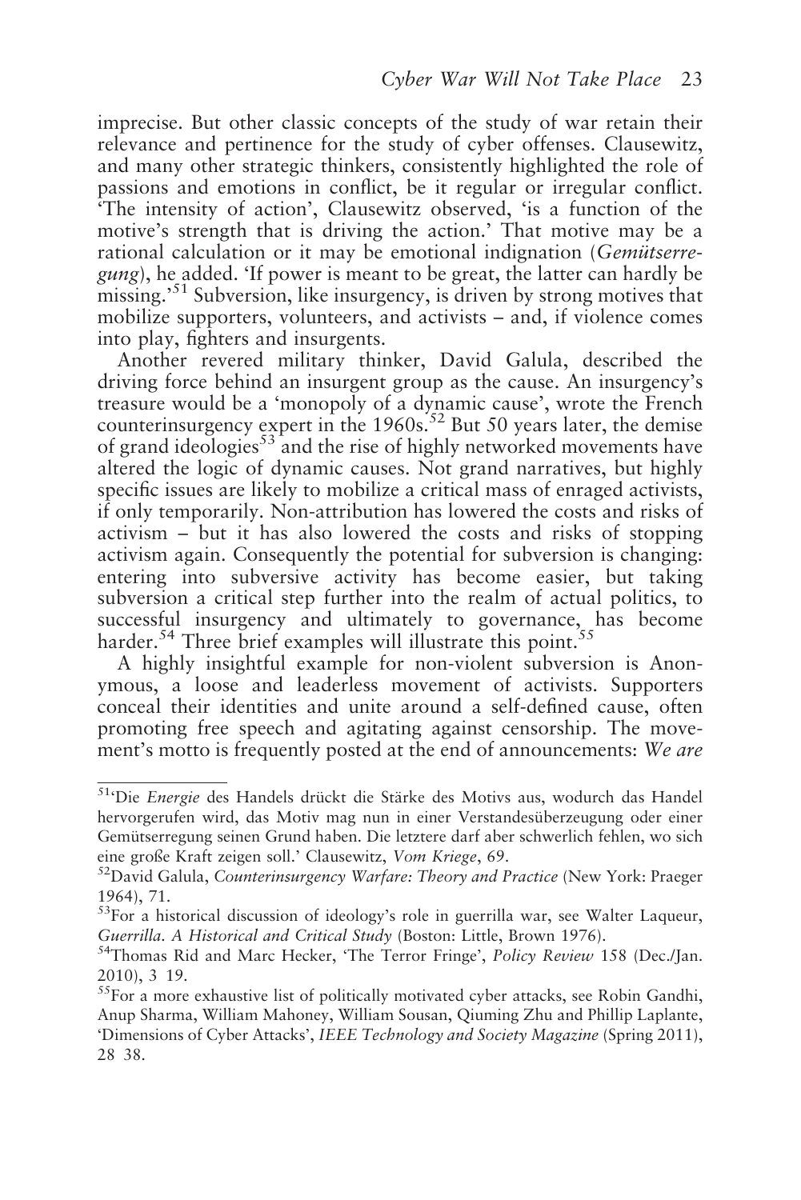imprecise. But other classic concepts of the study of war retain their relevance and pertinence for the study of cyber offenses. Clausewitz, and many other strategic thinkers, consistently highlighted the role of passions and emotions in conflict, be it regular or irregular conflict. 'The intensity of action', Clausewitz observed, 'is a function of the motive's strength that is driving the action.' That motive may be a rational calculation or it may be emotional indignation (*Gemütserregung*), he added. 'If power is meant to be great, the latter can hardly be missing.'[51] Subversion, like insurgency, is driven by strong motives that mobilize supporters, volunteers, and activists – and, if violence comes into play, fighters and insurgents.

Another revered military thinker, David Galula, described the driving force behind an insurgent group as the cause. An insurgency's treasure would be a 'monopoly of a dynamic cause', wrote the French counterinsurgency expert in the 1960s.[52] But 50 years later, the demise of grand ideologies[53] and the rise of highly networked movements have altered the logic of dynamic causes. Not grand narratives, but highly specific issues are likely to mobilize a critical mass of enraged activists, if only temporarily. Non-attribution has lowered the costs and risks of activism – but it has also lowered the costs and risks of stopping activism again. Consequently the potential for subversion is changing: entering into subversive activity has become easier, but taking subversion a critical step further into the realm of actual politics, to successful insurgency and ultimately to governance, has become harder.[54] Three brief examples will illustrate this point.[55]

A highly insightful example for non-violent subversion is Anonymous, a loose and leaderless movement of activists. Supporters conceal their identities and unite around a self-defined cause, often promoting free speech and agitating against censorship. The movement's motto is frequently posted at the end of announcements: *We are*

---

[51]'Die *Energie* des Handels drückt die Stärke des Motivs aus, wodurch das Handel hervorgerufen wird, das Motiv mag nun in einer Verstandesüberzeugung oder einer Gemütserregung seinen Grund haben. Die letztere darf aber schwerlich fehlen, wo sich eine große Kraft zeigen soll.' Clausewitz, *Vom Kriege*, 69.

[52]David Galula, *Counterinsurgency Warfare: Theory and Practice* (New York: Praeger 1964), 71.

[53]For a historical discussion of ideology's role in guerrilla war, see Walter Laqueur, *Guerrilla. A Historical and Critical Study* (Boston: Little, Brown 1976).

[54]Thomas Rid and Marc Hecker, 'The Terror Fringe', *Policy Review* 158 (Dec./Jan. 2010), 3 19.

[55]For a more exhaustive list of politically motivated cyber attacks, see Robin Gandhi, Anup Sharma, William Mahoney, William Sousan, Qiuming Zhu and Phillip Laplante, 'Dimensions of Cyber Attacks', *IEEE Technology and Society Magazine* (Spring 2011), 28 38.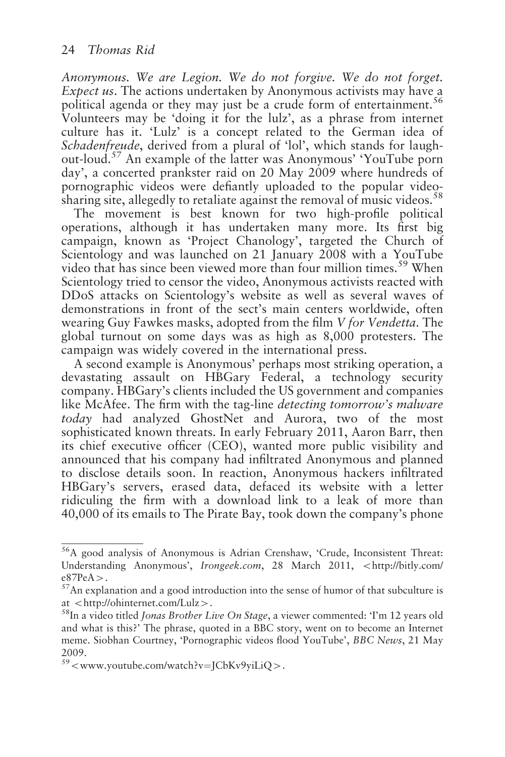*Anonymous. We are Legion. We do not forgive. We do not forget. Expect us*. The actions undertaken by Anonymous activists may have a political agenda or they may just be a crude form of entertainment.[56] Volunteers may be 'doing it for the lulz', as a phrase from internet culture has it. 'Lulz' is a concept related to the German idea of *Schadenfreude*, derived from a plural of 'lol', which stands for laugh-out-loud.[57] An example of the latter was Anonymous' 'YouTube porn day', a concerted prankster raid on 20 May 2009 where hundreds of pornographic videos were defiantly uploaded to the popular video-sharing site, allegedly to retaliate against the removal of music videos.[58]

The movement is best known for two high-profile political operations, although it has undertaken many more. Its first big campaign, known as 'Project Chanology', targeted the Church of Scientology and was launched on 21 January 2008 with a YouTube video that has since been viewed more than four million times.[59] When Scientology tried to censor the video, Anonymous activists reacted with DDoS attacks on Scientology's website as well as several waves of demonstrations in front of the sect's main centers worldwide, often wearing Guy Fawkes masks, adopted from the film *V for Vendetta*. The global turnout on some days was as high as 8,000 protesters. The campaign was widely covered in the international press.

A second example is Anonymous' perhaps most striking operation, a devastating assault on HBGary Federal, a technology security company. HBGary's clients included the US government and companies like McAfee. The firm with the tag-line *detecting tomorrow's malware today* had analyzed GhostNet and Aurora, two of the most sophisticated known threats. In early February 2011, Aaron Barr, then its chief executive officer (CEO), wanted more public visibility and announced that his company had infiltrated Anonymous and planned to disclose details soon. In reaction, Anonymous hackers infiltrated HBGary's servers, erased data, defaced its website with a letter ridiculing the firm with a download link to a leak of more than 40,000 of its emails to The Pirate Bay, took down the company's phone

---

[56] A good analysis of Anonymous is Adrian Crenshaw, 'Crude, Inconsistent Threat: Understanding Anonymous', *Irongeek.com*, 28 March 2011, <http://bitly.com/e87PeA>.

[57] An explanation and a good introduction into the sense of humor of that subculture is at <http://ohinternet.com/Lulz>.

[58] In a video titled *Jonas Brother Live On Stage*, a viewer commented: 'I'm 12 years old and what is this?' The phrase, quoted in a BBC story, went on to become an Internet meme. Siobhan Courtney, 'Pornographic videos flood YouTube', *BBC News*, 21 May 2009.

[59] <www.youtube.com/watch?v=JCbKv9yiLiQ>.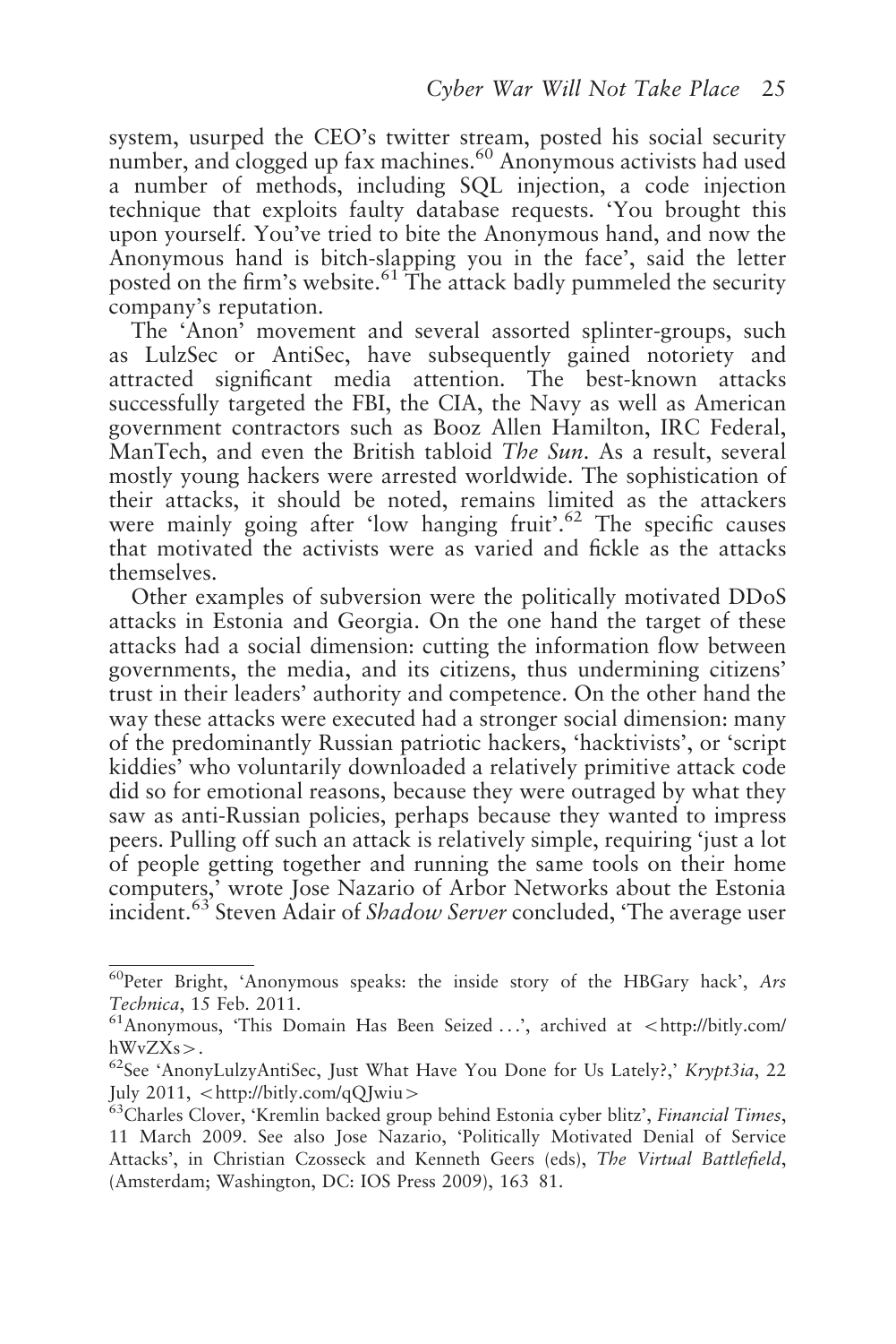system, usurped the CEO's twitter stream, posted his social security number, and clogged up fax machines.[60] Anonymous activists had used a number of methods, including SQL injection, a code injection technique that exploits faulty database requests. 'You brought this upon yourself. You've tried to bite the Anonymous hand, and now the Anonymous hand is bitch-slapping you in the face', said the letter posted on the firm's website.[61] The attack badly pummeled the security company's reputation.

The 'Anon' movement and several assorted splinter-groups, such as LulzSec or AntiSec, have subsequently gained notoriety and attracted significant media attention. The best-known attacks successfully targeted the FBI, the CIA, the Navy as well as American government contractors such as Booz Allen Hamilton, IRC Federal, ManTech, and even the British tabloid *The Sun*. As a result, several mostly young hackers were arrested worldwide. The sophistication of their attacks, it should be noted, remains limited as the attackers were mainly going after 'low hanging fruit'.[62] The specific causes that motivated the activists were as varied and fickle as the attacks themselves.

Other examples of subversion were the politically motivated DDoS attacks in Estonia and Georgia. On the one hand the target of these attacks had a social dimension: cutting the information flow between governments, the media, and its citizens, thus undermining citizens' trust in their leaders' authority and competence. On the other hand the way these attacks were executed had a stronger social dimension: many of the predominantly Russian patriotic hackers, 'hacktivists', or 'script kiddies' who voluntarily downloaded a relatively primitive attack code did so for emotional reasons, because they were outraged by what they saw as anti-Russian policies, perhaps because they wanted to impress peers. Pulling off such an attack is relatively simple, requiring 'just a lot of people getting together and running the same tools on their home computers,' wrote Jose Nazario of Arbor Networks about the Estonia incident.[63] Steven Adair of *Shadow Server* concluded, 'The average user

---

[60] Peter Bright, 'Anonymous speaks: the inside story of the HBGary hack', *Ars Technica*, 15 Feb. 2011.

[61] Anonymous, 'This Domain Has Been Seized ...', archived at <http://bitly.com/hWvZXs>.

[62] See 'AnonyLulzyAntiSec, Just What Have You Done for Us Lately?,' *Krypt3ia*, 22 July 2011, <http://bitly.com/qQJwiu>

[63] Charles Clover, 'Kremlin backed group behind Estonia cyber blitz', *Financial Times*, 11 March 2009. See also Jose Nazario, 'Politically Motivated Denial of Service Attacks', in Christian Czosseck and Kenneth Geers (eds), *The Virtual Battlefield*, (Amsterdam; Washington, DC: IOS Press 2009), 163 81.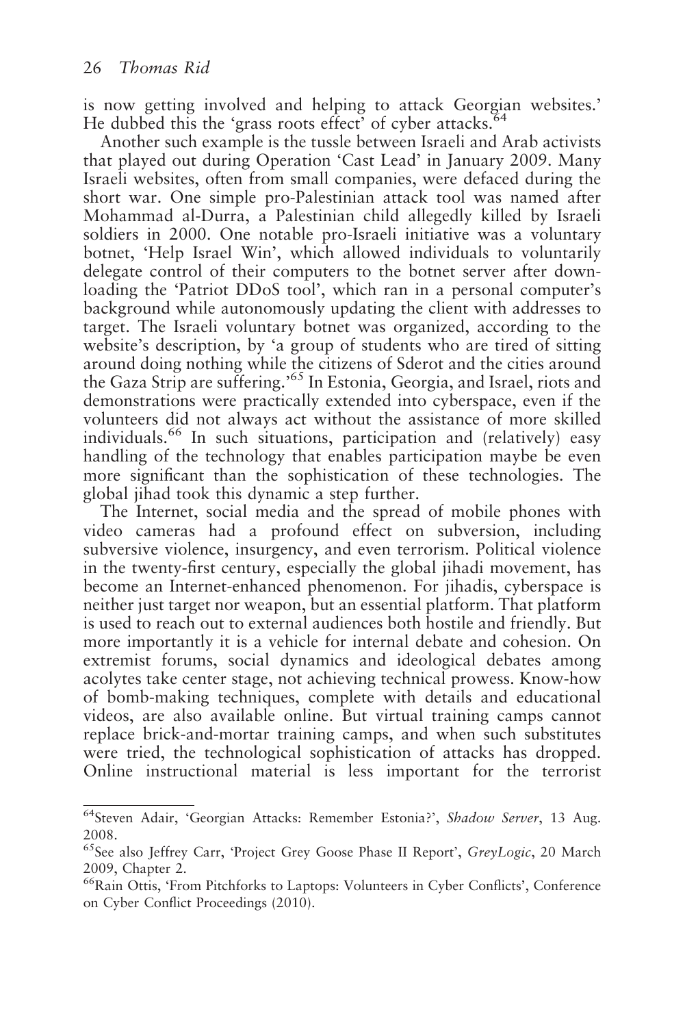is now getting involved and helping to attack Georgian websites.' He dubbed this the 'grass roots effect' of cyber attacks.[64]

Another such example is the tussle between Israeli and Arab activists that played out during Operation 'Cast Lead' in January 2009. Many Israeli websites, often from small companies, were defaced during the short war. One simple pro-Palestinian attack tool was named after Mohammad al-Durra, a Palestinian child allegedly killed by Israeli soldiers in 2000. One notable pro-Israeli initiative was a voluntary botnet, 'Help Israel Win', which allowed individuals to voluntarily delegate control of their computers to the botnet server after downloading the 'Patriot DDoS tool', which ran in a personal computer's background while autonomously updating the client with addresses to target. The Israeli voluntary botnet was organized, according to the website's description, by 'a group of students who are tired of sitting around doing nothing while the citizens of Sderot and the cities around the Gaza Strip are suffering.'[65] In Estonia, Georgia, and Israel, riots and demonstrations were practically extended into cyberspace, even if the volunteers did not always act without the assistance of more skilled individuals.[66] In such situations, participation and (relatively) easy handling of the technology that enables participation maybe be even more significant than the sophistication of these technologies. The global jihad took this dynamic a step further.

The Internet, social media and the spread of mobile phones with video cameras had a profound effect on subversion, including subversive violence, insurgency, and even terrorism. Political violence in the twenty-first century, especially the global jihadi movement, has become an Internet-enhanced phenomenon. For jihadis, cyberspace is neither just target nor weapon, but an essential platform. That platform is used to reach out to external audiences both hostile and friendly. But more importantly it is a vehicle for internal debate and cohesion. On extremist forums, social dynamics and ideological debates among acolytes take center stage, not achieving technical prowess. Know-how of bomb-making techniques, complete with details and educational videos, are also available online. But virtual training camps cannot replace brick-and-mortar training camps, and when such substitutes were tried, the technological sophistication of attacks has dropped. Online instructional material is less important for the terrorist

---

[64] Steven Adair, 'Georgian Attacks: Remember Estonia?', *Shadow Server*, 13 Aug. 2008.

[65] See also Jeffrey Carr, 'Project Grey Goose Phase II Report', *GreyLogic*, 20 March 2009, Chapter 2.

[66] Rain Ottis, 'From Pitchforks to Laptops: Volunteers in Cyber Conflicts', Conference on Cyber Conflict Proceedings (2010).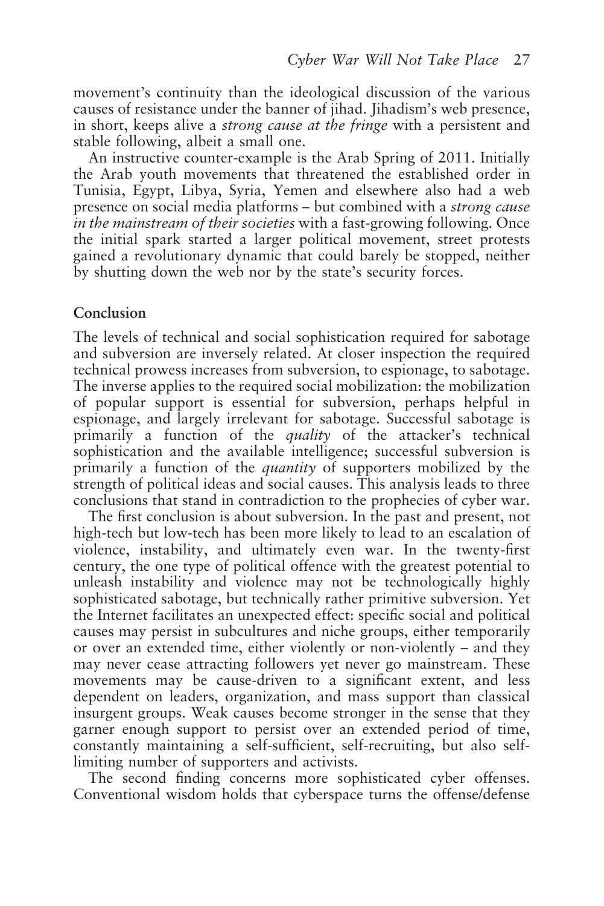movement's continuity than the ideological discussion of the various causes of resistance under the banner of jihad. Jihadism's web presence, in short, keeps alive a *strong cause at the fringe* with a persistent and stable following, albeit a small one.

An instructive counter-example is the Arab Spring of 2011. Initially the Arab youth movements that threatened the established order in Tunisia, Egypt, Libya, Syria, Yemen and elsewhere also had a web presence on social media platforms – but combined with a *strong cause in the mainstream of their societies* with a fast-growing following. Once the initial spark started a larger political movement, street protests gained a revolutionary dynamic that could barely be stopped, neither by shutting down the web nor by the state's security forces.

## Conclusion

The levels of technical and social sophistication required for sabotage and subversion are inversely related. At closer inspection the required technical prowess increases from subversion, to espionage, to sabotage. The inverse applies to the required social mobilization: the mobilization of popular support is essential for subversion, perhaps helpful in espionage, and largely irrelevant for sabotage. Successful sabotage is primarily a function of the *quality* of the attacker's technical sophistication and the available intelligence; successful subversion is primarily a function of the *quantity* of supporters mobilized by the strength of political ideas and social causes. This analysis leads to three conclusions that stand in contradiction to the prophecies of cyber war.

The first conclusion is about subversion. In the past and present, not high-tech but low-tech has been more likely to lead to an escalation of violence, instability, and ultimately even war. In the twenty-first century, the one type of political offence with the greatest potential to unleash instability and violence may not be technologically highly sophisticated sabotage, but technically rather primitive subversion. Yet the Internet facilitates an unexpected effect: specific social and political causes may persist in subcultures and niche groups, either temporarily or over an extended time, either violently or non-violently – and they may never cease attracting followers yet never go mainstream. These movements may be cause-driven to a significant extent, and less dependent on leaders, organization, and mass support than classical insurgent groups. Weak causes become stronger in the sense that they garner enough support to persist over an extended period of time, constantly maintaining a self-sufficient, self-recruiting, but also self-limiting number of supporters and activists.

The second finding concerns more sophisticated cyber offenses. Conventional wisdom holds that cyberspace turns the offense/defense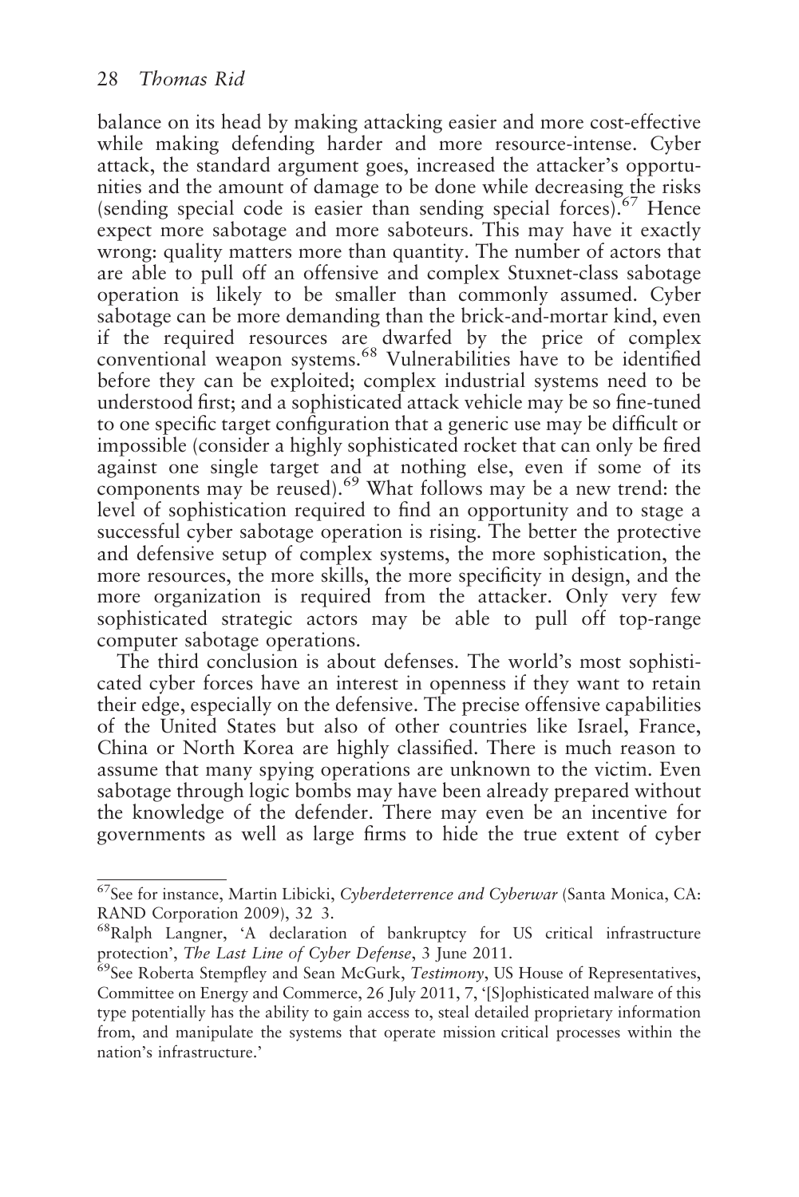balance on its head by making attacking easier and more cost-effective while making defending harder and more resource-intense. Cyber attack, the standard argument goes, increased the attacker's opportunities and the amount of damage to be done while decreasing the risks (sending special code is easier than sending special forces).[67] Hence expect more sabotage and more saboteurs. This may have it exactly wrong: quality matters more than quantity. The number of actors that are able to pull off an offensive and complex Stuxnet-class sabotage operation is likely to be smaller than commonly assumed. Cyber sabotage can be more demanding than the brick-and-mortar kind, even if the required resources are dwarfed by the price of complex conventional weapon systems.[68] Vulnerabilities have to be identified before they can be exploited; complex industrial systems need to be understood first; and a sophisticated attack vehicle may be so fine-tuned to one specific target configuration that a generic use may be difficult or impossible (consider a highly sophisticated rocket that can only be fired against one single target and at nothing else, even if some of its components may be reused).[69] What follows may be a new trend: the level of sophistication required to find an opportunity and to stage a successful cyber sabotage operation is rising. The better the protective and defensive setup of complex systems, the more sophistication, the more resources, the more skills, the more specificity in design, and the more organization is required from the attacker. Only very few sophisticated strategic actors may be able to pull off top-range computer sabotage operations.

The third conclusion is about defenses. The world's most sophisticated cyber forces have an interest in openness if they want to retain their edge, especially on the defensive. The precise offensive capabilities of the United States but also of other countries like Israel, France, China or North Korea are highly classified. There is much reason to assume that many spying operations are unknown to the victim. Even sabotage through logic bombs may have been already prepared without the knowledge of the defender. There may even be an incentive for governments as well as large firms to hide the true extent of cyber

---

[67] See for instance, Martin Libicki, *Cyberdeterrence and Cyberwar* (Santa Monica, CA: RAND Corporation 2009), 32 3.

[68] Ralph Langner, 'A declaration of bankruptcy for US critical infrastructure protection', *The Last Line of Cyber Defense*, 3 June 2011.

[69] See Roberta Stempfley and Sean McGurk, *Testimony*, US House of Representatives, Committee on Energy and Commerce, 26 July 2011, 7, '[S]ophisticated malware of this type potentially has the ability to gain access to, steal detailed proprietary information from, and manipulate the systems that operate mission critical processes within the nation's infrastructure.'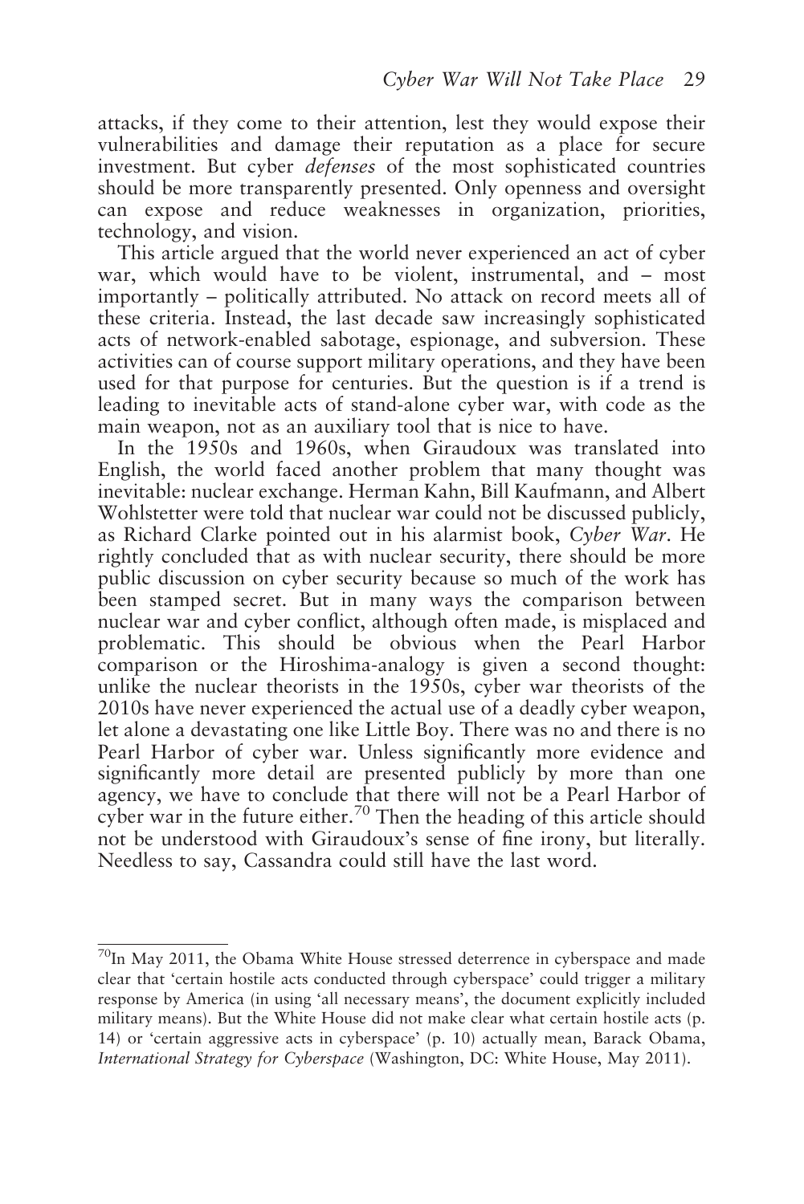attacks, if they come to their attention, lest they would expose their vulnerabilities and damage their reputation as a place for secure investment. But cyber *defenses* of the most sophisticated countries should be more transparently presented. Only openness and oversight can expose and reduce weaknesses in organization, priorities, technology, and vision.

This article argued that the world never experienced an act of cyber war, which would have to be violent, instrumental, and – most importantly – politically attributed. No attack on record meets all of these criteria. Instead, the last decade saw increasingly sophisticated acts of network-enabled sabotage, espionage, and subversion. These activities can of course support military operations, and they have been used for that purpose for centuries. But the question is if a trend is leading to inevitable acts of stand-alone cyber war, with code as the main weapon, not as an auxiliary tool that is nice to have.

In the 1950s and 1960s, when Giraudoux was translated into English, the world faced another problem that many thought was inevitable: nuclear exchange. Herman Kahn, Bill Kaufmann, and Albert Wohlstetter were told that nuclear war could not be discussed publicly, as Richard Clarke pointed out in his alarmist book, *Cyber War*. He rightly concluded that as with nuclear security, there should be more public discussion on cyber security because so much of the work has been stamped secret. But in many ways the comparison between nuclear war and cyber conflict, although often made, is misplaced and problematic. This should be obvious when the Pearl Harbor comparison or the Hiroshima-analogy is given a second thought: unlike the nuclear theorists in the 1950s, cyber war theorists of the 2010s have never experienced the actual use of a deadly cyber weapon, let alone a devastating one like Little Boy. There was no and there is no Pearl Harbor of cyber war. Unless significantly more evidence and significantly more detail are presented publicly by more than one agency, we have to conclude that there will not be a Pearl Harbor of cyber war in the future either.[70] Then the heading of this article should not be understood with Giraudoux's sense of fine irony, but literally. Needless to say, Cassandra could still have the last word.

---

[70]In May 2011, the Obama White House stressed deterrence in cyberspace and made clear that 'certain hostile acts conducted through cyberspace' could trigger a military response by America (in using 'all necessary means', the document explicitly included military means). But the White House did not make clear what certain hostile acts (p. 14) or 'certain aggressive acts in cyberspace' (p. 10) actually mean, Barack Obama, *International Strategy for Cyberspace* (Washington, DC: White House, May 2011).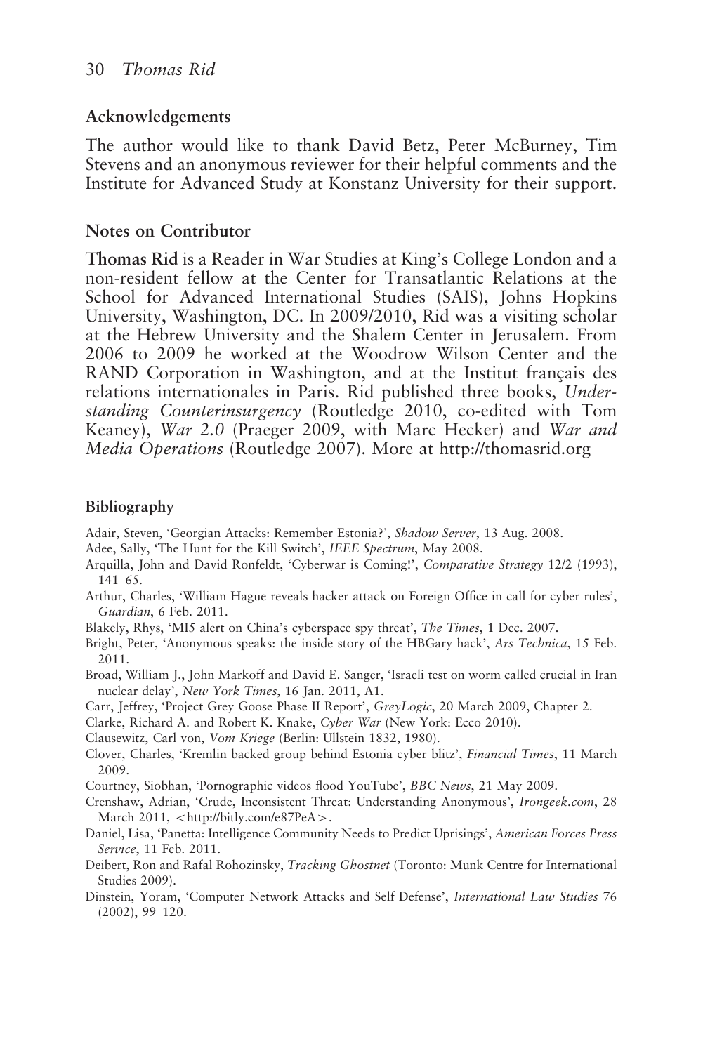## Acknowledgements

The author would like to thank David Betz, Peter McBurney, Tim Stevens and an anonymous reviewer for their helpful comments and the Institute for Advanced Study at Konstanz University for their support.

## Notes on Contributor

**Thomas Rid** is a Reader in War Studies at King's College London and a non-resident fellow at the Center for Transatlantic Relations at the School for Advanced International Studies (SAIS), Johns Hopkins University, Washington, DC. In 2009/2010, Rid was a visiting scholar at the Hebrew University and the Shalem Center in Jerusalem. From 2006 to 2009 he worked at the Woodrow Wilson Center and the RAND Corporation in Washington, and at the Institut français des relations internationales in Paris. Rid published three books, *Understanding Counterinsurgency* (Routledge 2010, co-edited with Tom Keaney), *War 2.0* (Praeger 2009, with Marc Hecker) and *War and Media Operations* (Routledge 2007). More at http://thomasrid.org

## Bibliography

Adair, Steven, 'Georgian Attacks: Remember Estonia?', *Shadow Server*, 13 Aug. 2008.

Adee, Sally, 'The Hunt for the Kill Switch', *IEEE Spectrum*, May 2008.

Arquilla, John and David Ronfeldt, 'Cyberwar is Coming!', *Comparative Strategy* 12/2 (1993), 141 65.

Arthur, Charles, 'William Hague reveals hacker attack on Foreign Office in call for cyber rules', *Guardian*, 6 Feb. 2011.

Blakely, Rhys, 'MI5 alert on China's cyberspace spy threat', *The Times*, 1 Dec. 2007.

Bright, Peter, 'Anonymous speaks: the inside story of the HBGary hack', *Ars Technica*, 15 Feb. 2011.

Broad, William J., John Markoff and David E. Sanger, 'Israeli test on worm called crucial in Iran nuclear delay', *New York Times*, 16 Jan. 2011, A1.

Carr, Jeffrey, 'Project Grey Goose Phase II Report', *GreyLogic*, 20 March 2009, Chapter 2.

Clarke, Richard A. and Robert K. Knake, *Cyber War* (New York: Ecco 2010).

Clausewitz, Carl von, *Vom Kriege* (Berlin: Ullstein 1832, 1980).

Clover, Charles, 'Kremlin backed group behind Estonia cyber blitz', *Financial Times*, 11 March 2009.

Courtney, Siobhan, 'Pornographic videos flood YouTube', *BBC News*, 21 May 2009.

Crenshaw, Adrian, 'Crude, Inconsistent Threat: Understanding Anonymous', *Irongeek.com*, 28 March 2011, <http://bitly.com/e87PeA>.

Daniel, Lisa, 'Panetta: Intelligence Community Needs to Predict Uprisings', *American Forces Press Service*, 11 Feb. 2011.

Deibert, Ron and Rafal Rohozinsky, *Tracking Ghostnet* (Toronto: Munk Centre for International Studies 2009).

Dinstein, Yoram, 'Computer Network Attacks and Self Defense', *International Law Studies* 76 (2002), 99 120.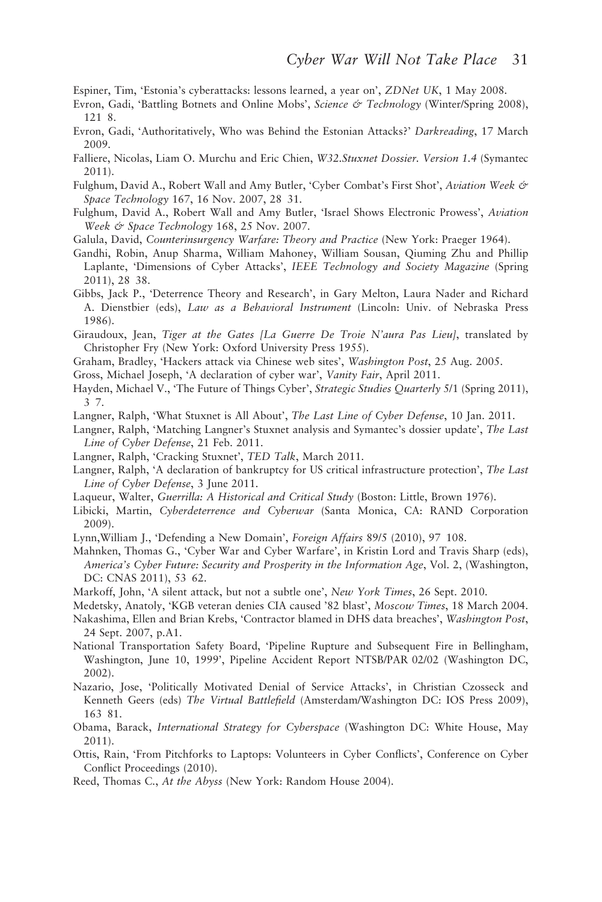Espiner, Tim, 'Estonia's cyberattacks: lessons learned, a year on', *ZDNet UK*, 1 May 2008.

Evron, Gadi, 'Battling Botnets and Online Mobs', *Science & Technology* (Winter/Spring 2008), 121 8.

Evron, Gadi, 'Authoritatively, Who was Behind the Estonian Attacks?' *Darkreading*, 17 March 2009.

Falliere, Nicolas, Liam O. Murchu and Eric Chien, *W32.Stuxnet Dossier. Version 1.4* (Symantec 2011).

Fulghum, David A., Robert Wall and Amy Butler, 'Cyber Combat's First Shot', *Aviation Week & Space Technology* 167, 16 Nov. 2007, 28 31.

Fulghum, David A., Robert Wall and Amy Butler, 'Israel Shows Electronic Prowess', *Aviation Week & Space Technology* 168, 25 Nov. 2007.

Galula, David, *Counterinsurgency Warfare: Theory and Practice* (New York: Praeger 1964).

Gandhi, Robin, Anup Sharma, William Mahoney, William Sousan, Qiuming Zhu and Phillip Laplante, 'Dimensions of Cyber Attacks', *IEEE Technology and Society Magazine* (Spring 2011), 28 38.

Gibbs, Jack P., 'Deterrence Theory and Research', in Gary Melton, Laura Nader and Richard A. Dienstbier (eds), *Law as a Behavioral Instrument* (Lincoln: Univ. of Nebraska Press 1986).

Giraudoux, Jean, *Tiger at the Gates [La Guerre De Troie N'aura Pas Lieu]*, translated by Christopher Fry (New York: Oxford University Press 1955).

Graham, Bradley, 'Hackers attack via Chinese web sites', *Washington Post*, 25 Aug. 2005.

Gross, Michael Joseph, 'A declaration of cyber war', *Vanity Fair*, April 2011.

Hayden, Michael V., 'The Future of Things Cyber', *Strategic Studies Quarterly* 5/1 (Spring 2011), 3 7.

Langner, Ralph, 'What Stuxnet is All About', *The Last Line of Cyber Defense*, 10 Jan. 2011.

Langner, Ralph, 'Matching Langner's Stuxnet analysis and Symantec's dossier update', *The Last Line of Cyber Defense*, 21 Feb. 2011.

Langner, Ralph, 'Cracking Stuxnet', *TED Talk*, March 2011.

Langner, Ralph, 'A declaration of bankruptcy for US critical infrastructure protection', *The Last Line of Cyber Defense*, 3 June 2011.

Laqueur, Walter, *Guerrilla: A Historical and Critical Study* (Boston: Little, Brown 1976).

Libicki, Martin, *Cyberdeterrence and Cyberwar* (Santa Monica, CA: RAND Corporation 2009).

Lynn,William J., 'Defending a New Domain', *Foreign Affairs* 89/5 (2010), 97 108.

Mahnken, Thomas G., 'Cyber War and Cyber Warfare', in Kristin Lord and Travis Sharp (eds), *America's Cyber Future: Security and Prosperity in the Information Age*, Vol. 2, (Washington, DC: CNAS 2011), 53 62.

Markoff, John, 'A silent attack, but not a subtle one', *New York Times*, 26 Sept. 2010.

Medetsky, Anatoly, 'KGB veteran denies CIA caused '82 blast', *Moscow Times*, 18 March 2004.

Nakashima, Ellen and Brian Krebs, 'Contractor blamed in DHS data breaches', *Washington Post*, 24 Sept. 2007, p.A1.

National Transportation Safety Board, 'Pipeline Rupture and Subsequent Fire in Bellingham, Washington, June 10, 1999', Pipeline Accident Report NTSB/PAR 02/02 (Washington DC, 2002).

Nazario, Jose, 'Politically Motivated Denial of Service Attacks', in Christian Czosseck and Kenneth Geers (eds) *The Virtual Battlefield* (Amsterdam/Washington DC: IOS Press 2009), 163 81.

Obama, Barack, *International Strategy for Cyberspace* (Washington DC: White House, May 2011).

Ottis, Rain, 'From Pitchforks to Laptops: Volunteers in Cyber Conflicts', Conference on Cyber Conflict Proceedings (2010).

Reed, Thomas C., *At the Abyss* (New York: Random House 2004).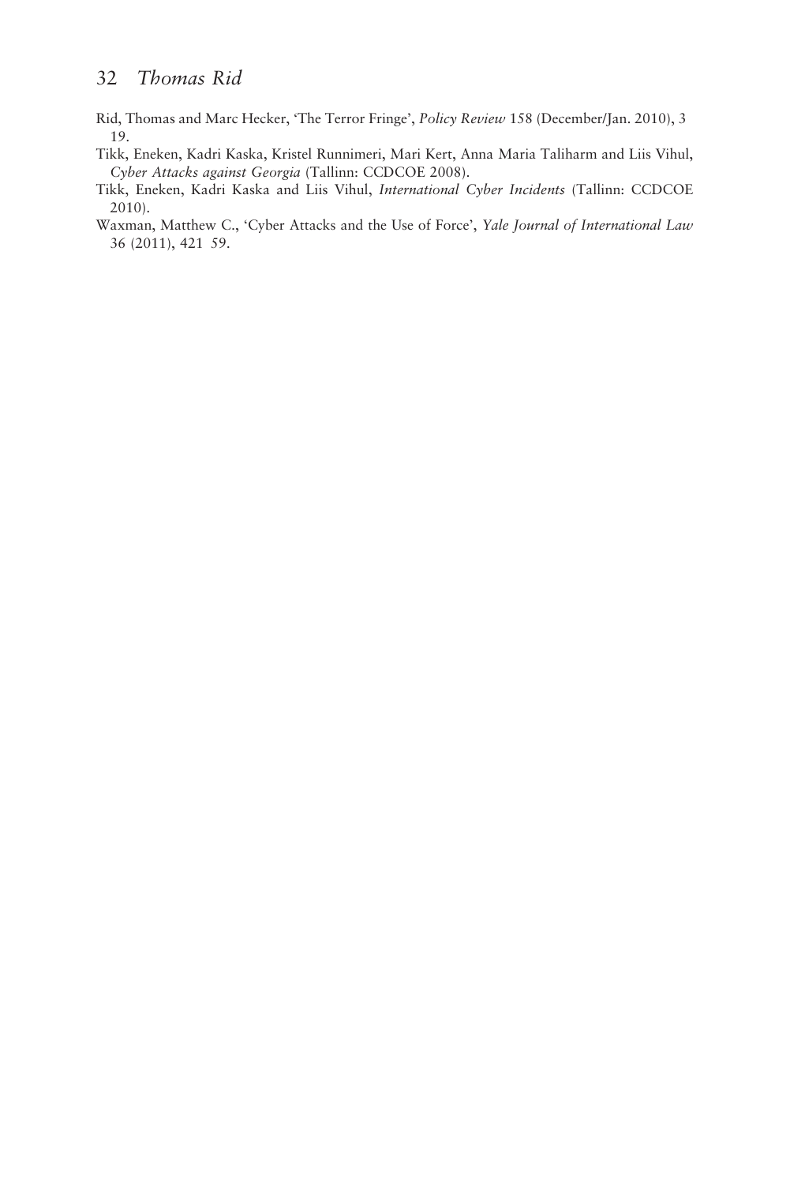Rid, Thomas and Marc Hecker, 'The Terror Fringe', *Policy Review* 158 (December/Jan. 2010), 3 19.

Tikk, Eneken, Kadri Kaska, Kristel Runnimeri, Mari Kert, Anna Maria Taliharm and Liis Vihul, *Cyber Attacks against Georgia* (Tallinn: CCDCOE 2008).

Tikk, Eneken, Kadri Kaska and Liis Vihul, *International Cyber Incidents* (Tallinn: CCDCOE 2010).

Waxman, Matthew C., 'Cyber Attacks and the Use of Force', *Yale Journal of International Law* 36 (2011), 421 59.